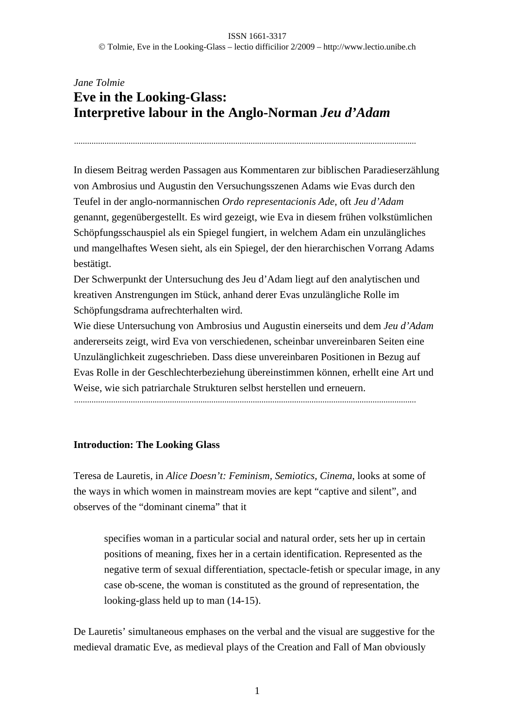*Jane Tolmie*

# Eve in the Looking-Glass: Interpretive labour in the Anglo-Norman *Jeu d'Adam*

---

In diesem Beitrag werden Passagen aus Kommentaren zur biblischen Paradieserzählung von Ambrosius und Augustin den Versuchungsszenen Adams wie Evas durch den Teufel in der anglo-normannischen *Ordo representacionis Ade*, oft *Jeu d'Adam* genannt, gegenübergestellt. Es wird gezeigt, wie Eva in diesem frühen volkstümlichen Schöpfungsschauspiel als ein Spiegel fungiert, in welchem Adam ein unzulängliches und mangelhaftes Wesen sieht, als ein Spiegel, der den hierarchischen Vorrang Adams bestätigt.
Der Schwerpunkt der Untersuchung des Jeu d'Adam liegt auf den analytischen und kreativen Anstrengungen im Stück, anhand derer Evas unzulängliche Rolle im Schöpfungsdrama aufrechterhalten wird.
Wie diese Untersuchung von Ambrosius und Augustin einerseits und dem *Jeu d'Adam* andererseits zeigt, wird Eva von verschiedenen, scheinbar unvereinbaren Seiten eine Unzulänglichkeit zugeschrieben. Dass diese unvereinbaren Positionen in Bezug auf Evas Rolle in der Geschlechterbeziehung übereinstimmen können, erhellt eine Art und Weise, wie sich patriarchale Strukturen selbst herstellen und erneuern.

---

## Introduction: The Looking Glass

Teresa de Lauretis, in *Alice Doesn't: Feminism, Semiotics, Cinema*, looks at some of the ways in which women in mainstream movies are kept "captive and silent", and observes of the "dominant cinema" that it

> specifies woman in a particular social and natural order, sets her up in certain positions of meaning, fixes her in a certain identification. Represented as the negative term of sexual differentiation, spectacle-fetish or specular image, in any case ob-scene, the woman is constituted as the ground of representation, the looking-glass held up to man (14-15).

De Lauretis' simultaneous emphases on the verbal and the visual are suggestive for the medieval dramatic Eve, as medieval plays of the Creation and Fall of Man obviously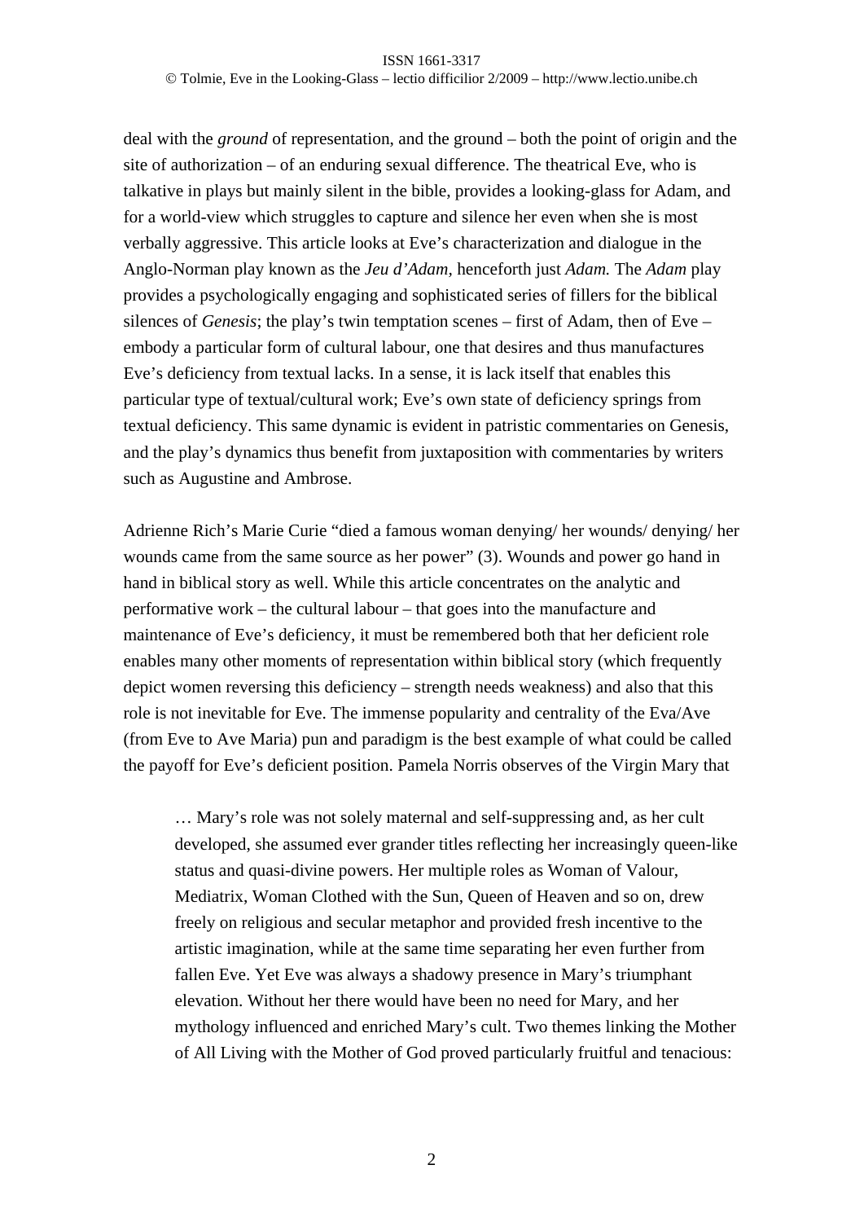deal with the *ground* of representation, and the ground – both the point of origin and the site of authorization – of an enduring sexual difference. The theatrical Eve, who is talkative in plays but mainly silent in the bible, provides a looking-glass for Adam, and for a world-view which struggles to capture and silence her even when she is most verbally aggressive. This article looks at Eve's characterization and dialogue in the Anglo-Norman play known as the *Jeu d'Adam,* henceforth just *Adam.* The *Adam* play provides a psychologically engaging and sophisticated series of fillers for the biblical silences of *Genesis*; the play's twin temptation scenes – first of Adam, then of Eve – embody a particular form of cultural labour, one that desires and thus manufactures Eve's deficiency from textual lacks. In a sense, it is lack itself that enables this particular type of textual/cultural work; Eve's own state of deficiency springs from textual deficiency. This same dynamic is evident in patristic commentaries on Genesis, and the play's dynamics thus benefit from juxtaposition with commentaries by writers such as Augustine and Ambrose.

Adrienne Rich's Marie Curie "died a famous woman denying/ her wounds/ denying/ her wounds came from the same source as her power" (3). Wounds and power go hand in hand in biblical story as well. While this article concentrates on the analytic and performative work – the cultural labour – that goes into the manufacture and maintenance of Eve's deficiency, it must be remembered both that her deficient role enables many other moments of representation within biblical story (which frequently depict women reversing this deficiency – strength needs weakness) and also that this role is not inevitable for Eve. The immense popularity and centrality of the Eva/Ave (from Eve to Ave Maria) pun and paradigm is the best example of what could be called the payoff for Eve's deficient position. Pamela Norris observes of the Virgin Mary that

> … Mary's role was not solely maternal and self-suppressing and, as her cult developed, she assumed ever grander titles reflecting her increasingly queen-like status and quasi-divine powers. Her multiple roles as Woman of Valour, Mediatrix, Woman Clothed with the Sun, Queen of Heaven and so on, drew freely on religious and secular metaphor and provided fresh incentive to the artistic imagination, while at the same time separating her even further from fallen Eve. Yet Eve was always a shadowy presence in Mary's triumphant elevation. Without her there would have been no need for Mary, and her mythology influenced and enriched Mary's cult. Two themes linking the Mother of All Living with the Mother of God proved particularly fruitful and tenacious: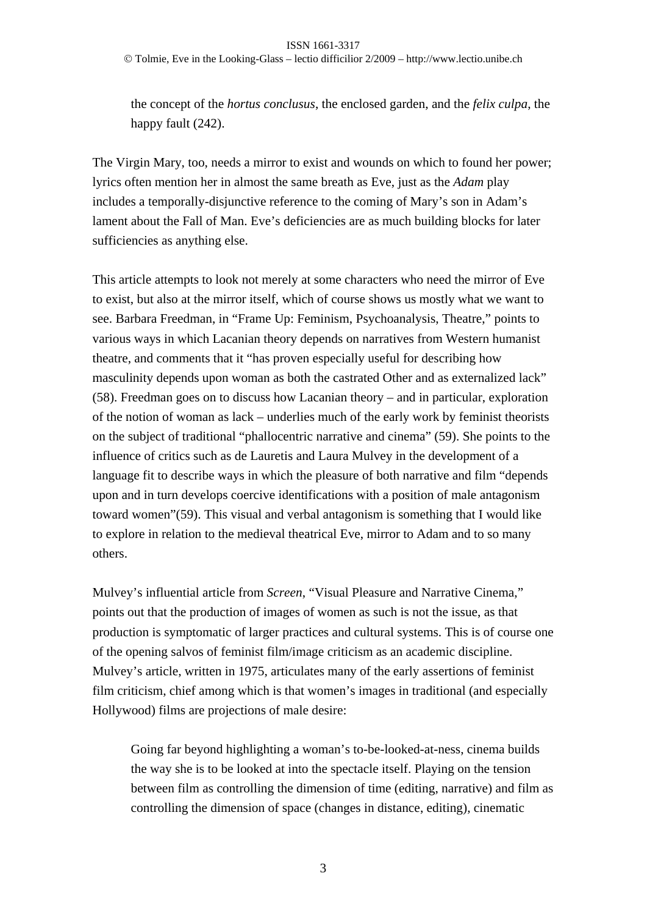> the concept of the *hortus conclusus*, the enclosed garden, and the *felix culpa*, the happy fault (242).

The Virgin Mary, too, needs a mirror to exist and wounds on which to found her power; lyrics often mention her in almost the same breath as Eve, just as the *Adam* play includes a temporally-disjunctive reference to the coming of Mary's son in Adam's lament about the Fall of Man. Eve's deficiencies are as much building blocks for later sufficiencies as anything else.

This article attempts to look not merely at some characters who need the mirror of Eve to exist, but also at the mirror itself, which of course shows us mostly what we want to see. Barbara Freedman, in "Frame Up: Feminism, Psychoanalysis, Theatre," points to various ways in which Lacanian theory depends on narratives from Western humanist theatre, and comments that it "has proven especially useful for describing how masculinity depends upon woman as both the castrated Other and as externalized lack" (58). Freedman goes on to discuss how Lacanian theory – and in particular, exploration of the notion of woman as lack – underlies much of the early work by feminist theorists on the subject of traditional "phallocentric narrative and cinema" (59). She points to the influence of critics such as de Lauretis and Laura Mulvey in the development of a language fit to describe ways in which the pleasure of both narrative and film "depends upon and in turn develops coercive identifications with a position of male antagonism toward women"(59). This visual and verbal antagonism is something that I would like to explore in relation to the medieval theatrical Eve, mirror to Adam and to so many others.

Mulvey's influential article from *Screen*, "Visual Pleasure and Narrative Cinema," points out that the production of images of women as such is not the issue, as that production is symptomatic of larger practices and cultural systems. This is of course one of the opening salvos of feminist film/image criticism as an academic discipline. Mulvey's article, written in 1975, articulates many of the early assertions of feminist film criticism, chief among which is that women's images in traditional (and especially Hollywood) films are projections of male desire:

> Going far beyond highlighting a woman's to-be-looked-at-ness, cinema builds the way she is to be looked at into the spectacle itself. Playing on the tension between film as controlling the dimension of time (editing, narrative) and film as controlling the dimension of space (changes in distance, editing), cinematic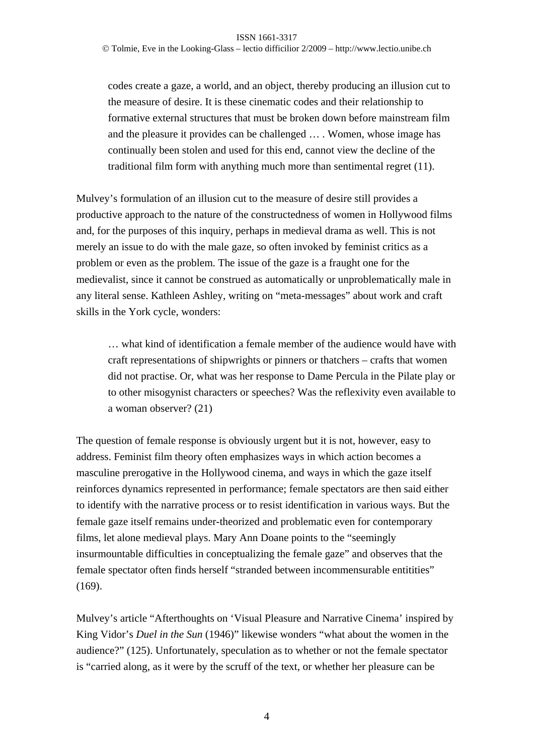> codes create a gaze, a world, and an object, thereby producing an illusion cut to the measure of desire. It is these cinematic codes and their relationship to formative external structures that must be broken down before mainstream film and the pleasure it provides can be challenged … . Women, whose image has continually been stolen and used for this end, cannot view the decline of the traditional film form with anything much more than sentimental regret (11).

Mulvey's formulation of an illusion cut to the measure of desire still provides a productive approach to the nature of the constructedness of women in Hollywood films and, for the purposes of this inquiry, perhaps in medieval drama as well. This is not merely an issue to do with the male gaze, so often invoked by feminist critics as a problem or even as the problem. The issue of the gaze is a fraught one for the medievalist, since it cannot be construed as automatically or unproblematically male in any literal sense. Kathleen Ashley, writing on "meta-messages" about work and craft skills in the York cycle, wonders:

> … what kind of identification a female member of the audience would have with craft representations of shipwrights or pinners or thatchers – crafts that women did not practise. Or, what was her response to Dame Percula in the Pilate play or to other misogynist characters or speeches? Was the reflexivity even available to a woman observer? (21)

The question of female response is obviously urgent but it is not, however, easy to address. Feminist film theory often emphasizes ways in which action becomes a masculine prerogative in the Hollywood cinema, and ways in which the gaze itself reinforces dynamics represented in performance; female spectators are then said either to identify with the narrative process or to resist identification in various ways. But the female gaze itself remains under-theorized and problematic even for contemporary films, let alone medieval plays. Mary Ann Doane points to the "seemingly insurmountable difficulties in conceptualizing the female gaze" and observes that the female spectator often finds herself "stranded between incommensurable entitities" (169).

Mulvey's article "Afterthoughts on 'Visual Pleasure and Narrative Cinema' inspired by King Vidor's *Duel in the Sun* (1946)" likewise wonders "what about the women in the audience?" (125). Unfortunately, speculation as to whether or not the female spectator is "carried along, as it were by the scruff of the text, or whether her pleasure can be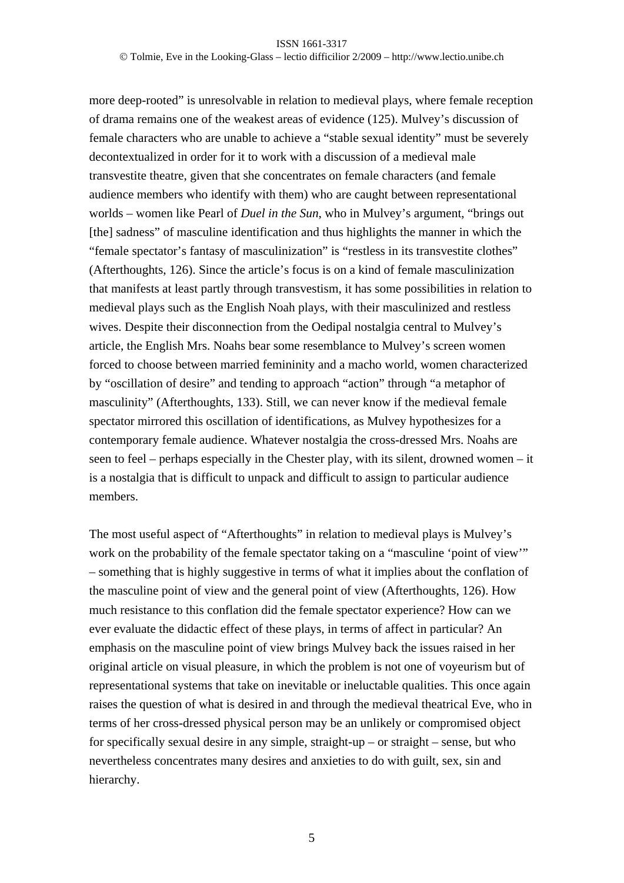more deep-rooted" is unresolvable in relation to medieval plays, where female reception of drama remains one of the weakest areas of evidence (125). Mulvey's discussion of female characters who are unable to achieve a "stable sexual identity" must be severely decontextualized in order for it to work with a discussion of a medieval male transvestite theatre, given that she concentrates on female characters (and female audience members who identify with them) who are caught between representational worlds – women like Pearl of *Duel in the Sun*, who in Mulvey's argument, "brings out [the] sadness" of masculine identification and thus highlights the manner in which the "female spectator's fantasy of masculinization" is "restless in its transvestite clothes" (Afterthoughts, 126). Since the article's focus is on a kind of female masculinization that manifests at least partly through transvestism, it has some possibilities in relation to medieval plays such as the English Noah plays, with their masculinized and restless wives. Despite their disconnection from the Oedipal nostalgia central to Mulvey's article, the English Mrs. Noahs bear some resemblance to Mulvey's screen women forced to choose between married femininity and a macho world, women characterized by "oscillation of desire" and tending to approach "action" through "a metaphor of masculinity" (Afterthoughts, 133). Still, we can never know if the medieval female spectator mirrored this oscillation of identifications, as Mulvey hypothesizes for a contemporary female audience. Whatever nostalgia the cross-dressed Mrs. Noahs are seen to feel – perhaps especially in the Chester play, with its silent, drowned women – it is a nostalgia that is difficult to unpack and difficult to assign to particular audience members.

The most useful aspect of "Afterthoughts" in relation to medieval plays is Mulvey's work on the probability of the female spectator taking on a "masculine 'point of view'" – something that is highly suggestive in terms of what it implies about the conflation of the masculine point of view and the general point of view (Afterthoughts, 126). How much resistance to this conflation did the female spectator experience? How can we ever evaluate the didactic effect of these plays, in terms of affect in particular? An emphasis on the masculine point of view brings Mulvey back the issues raised in her original article on visual pleasure, in which the problem is not one of voyeurism but of representational systems that take on inevitable or ineluctable qualities. This once again raises the question of what is desired in and through the medieval theatrical Eve, who in terms of her cross-dressed physical person may be an unlikely or compromised object for specifically sexual desire in any simple, straight-up – or straight – sense, but who nevertheless concentrates many desires and anxieties to do with guilt, sex, sin and hierarchy.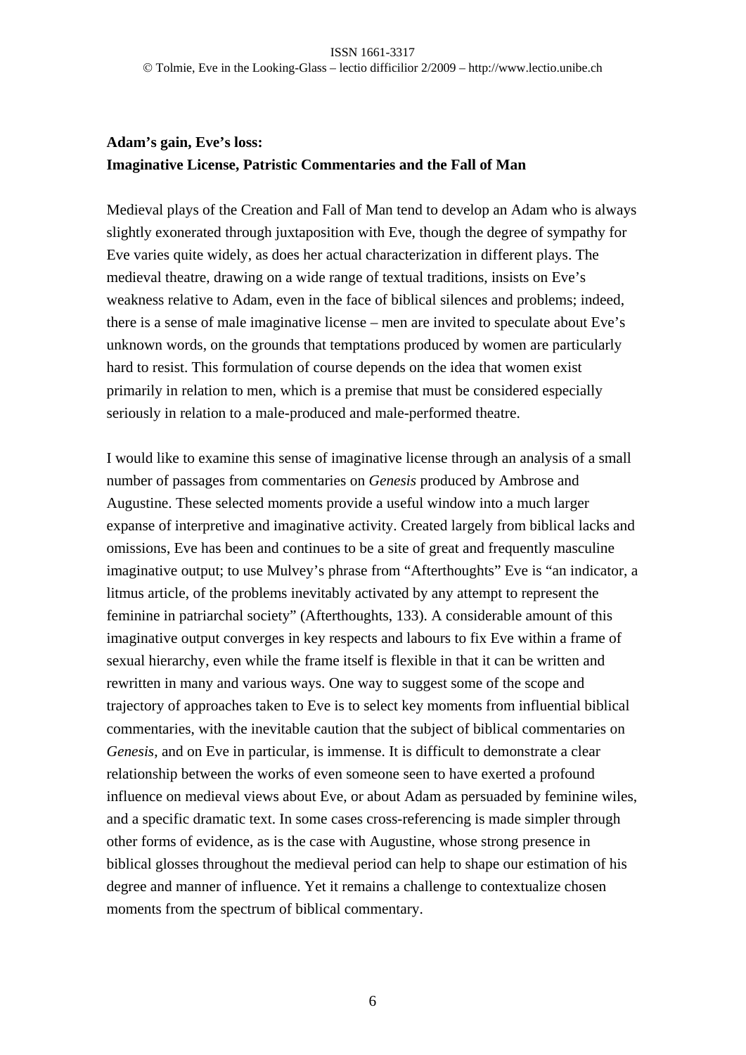**Adam's gain, Eve's loss:**
**Imaginative License, Patristic Commentaries and the Fall of Man**

Medieval plays of the Creation and Fall of Man tend to develop an Adam who is always slightly exonerated through juxtaposition with Eve, though the degree of sympathy for Eve varies quite widely, as does her actual characterization in different plays. The medieval theatre, drawing on a wide range of textual traditions, insists on Eve's weakness relative to Adam, even in the face of biblical silences and problems; indeed, there is a sense of male imaginative license – men are invited to speculate about Eve's unknown words, on the grounds that temptations produced by women are particularly hard to resist. This formulation of course depends on the idea that women exist primarily in relation to men, which is a premise that must be considered especially seriously in relation to a male-produced and male-performed theatre.

I would like to examine this sense of imaginative license through an analysis of a small number of passages from commentaries on *Genesis* produced by Ambrose and Augustine. These selected moments provide a useful window into a much larger expanse of interpretive and imaginative activity. Created largely from biblical lacks and omissions, Eve has been and continues to be a site of great and frequently masculine imaginative output; to use Mulvey's phrase from "Afterthoughts" Eve is "an indicator, a litmus article, of the problems inevitably activated by any attempt to represent the feminine in patriarchal society" (Afterthoughts, 133). A considerable amount of this imaginative output converges in key respects and labours to fix Eve within a frame of sexual hierarchy, even while the frame itself is flexible in that it can be written and rewritten in many and various ways. One way to suggest some of the scope and trajectory of approaches taken to Eve is to select key moments from influential biblical commentaries, with the inevitable caution that the subject of biblical commentaries on *Genesis*, and on Eve in particular, is immense. It is difficult to demonstrate a clear relationship between the works of even someone seen to have exerted a profound influence on medieval views about Eve, or about Adam as persuaded by feminine wiles, and a specific dramatic text. In some cases cross-referencing is made simpler through other forms of evidence, as is the case with Augustine, whose strong presence in biblical glosses throughout the medieval period can help to shape our estimation of his degree and manner of influence. Yet it remains a challenge to contextualize chosen moments from the spectrum of biblical commentary.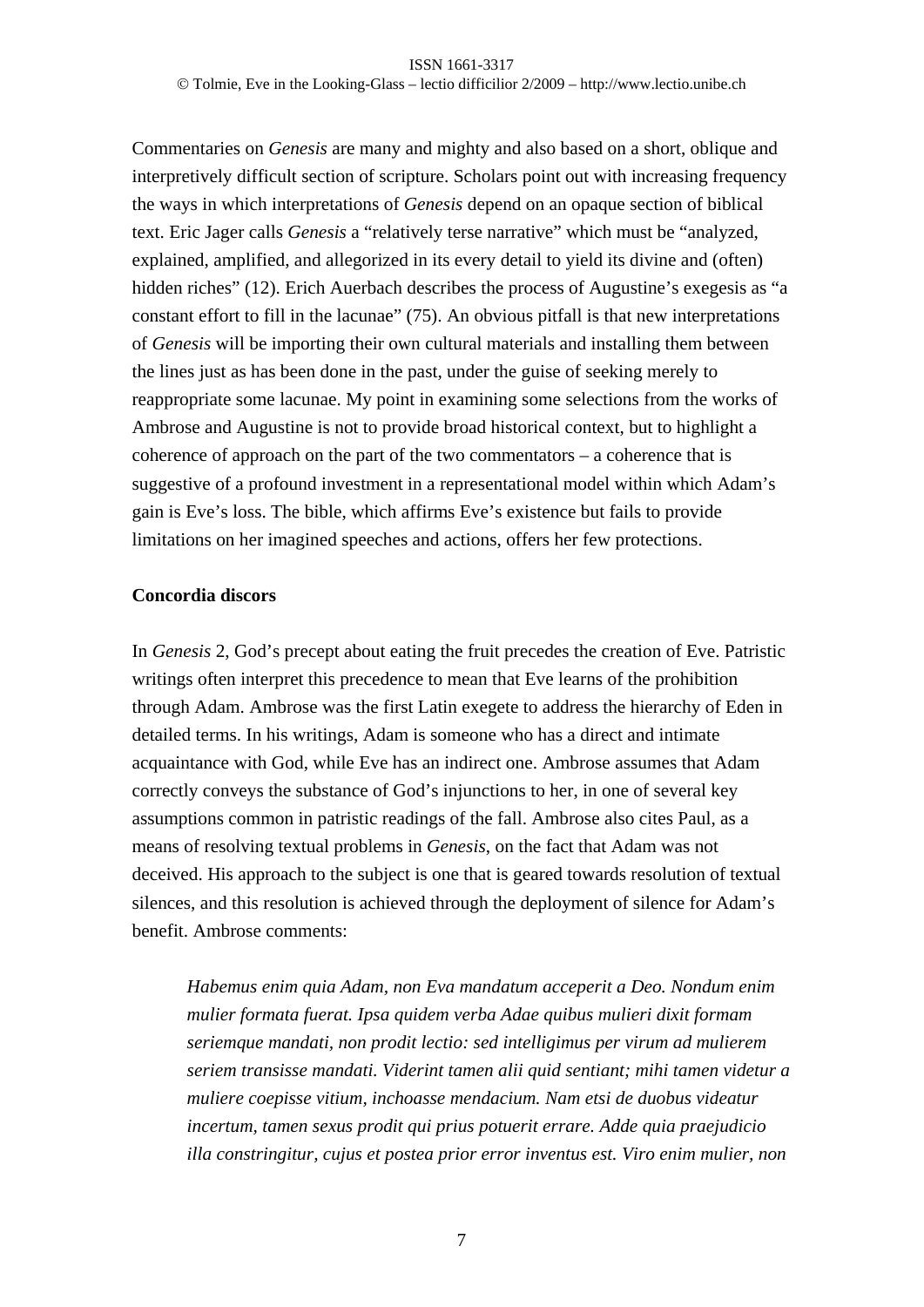Commentaries on *Genesis* are many and mighty and also based on a short, oblique and interpretively difficult section of scripture. Scholars point out with increasing frequency the ways in which interpretations of *Genesis* depend on an opaque section of biblical text. Eric Jager calls *Genesis* a "relatively terse narrative" which must be "analyzed, explained, amplified, and allegorized in its every detail to yield its divine and (often) hidden riches" (12). Erich Auerbach describes the process of Augustine's exegesis as "a constant effort to fill in the lacunae" (75). An obvious pitfall is that new interpretations of *Genesis* will be importing their own cultural materials and installing them between the lines just as has been done in the past, under the guise of seeking merely to reappropriate some lacunae. My point in examining some selections from the works of Ambrose and Augustine is not to provide broad historical context, but to highlight a coherence of approach on the part of the two commentators – a coherence that is suggestive of a profound investment in a representational model within which Adam's gain is Eve's loss. The bible, which affirms Eve's existence but fails to provide limitations on her imagined speeches and actions, offers her few protections.

**Concordia discors**

In *Genesis* 2, God's precept about eating the fruit precedes the creation of Eve. Patristic writings often interpret this precedence to mean that Eve learns of the prohibition through Adam. Ambrose was the first Latin exegete to address the hierarchy of Eden in detailed terms. In his writings, Adam is someone who has a direct and intimate acquaintance with God, while Eve has an indirect one. Ambrose assumes that Adam correctly conveys the substance of God's injunctions to her, in one of several key assumptions common in patristic readings of the fall. Ambrose also cites Paul, as a means of resolving textual problems in *Genesis*, on the fact that Adam was not deceived. His approach to the subject is one that is geared towards resolution of textual silences, and this resolution is achieved through the deployment of silence for Adam's benefit. Ambrose comments:

> *Habemus enim quia Adam, non Eva mandatum acceperit a Deo. Nondum enim mulier formata fuerat. Ipsa quidem verba Adae quibus mulieri dixit formam seriemque mandati, non prodit lectio: sed intelligimus per virum ad mulierem seriem transisse mandati. Viderint tamen alii quid sentiant; mihi tamen videtur a muliere coepisse vitium, inchoasse mendacium. Nam etsi de duobus videatur incertum, tamen sexus prodit qui prius potuerit errare. Adde quia praejudicio illa constringitur, cujus et postea prior error inventus est. Viro enim mulier, non*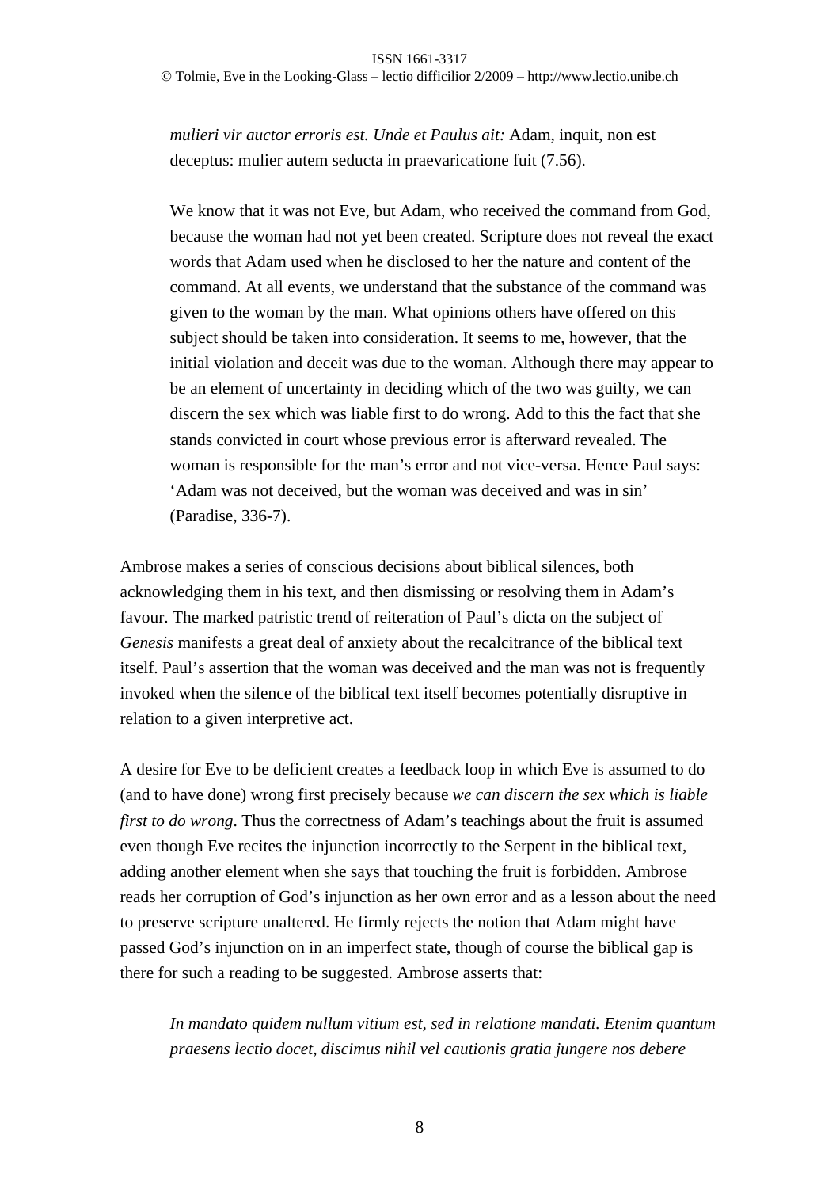> *mulieri vir auctor erroris est. Unde et Paulus ait:* Adam, inquit, non est deceptus: mulier autem seducta in praevaricatione fuit (7.56).
>
> We know that it was not Eve, but Adam, who received the command from God, because the woman had not yet been created. Scripture does not reveal the exact words that Adam used when he disclosed to her the nature and content of the command. At all events, we understand that the substance of the command was given to the woman by the man. What opinions others have offered on this subject should be taken into consideration. It seems to me, however, that the initial violation and deceit was due to the woman. Although there may appear to be an element of uncertainty in deciding which of the two was guilty, we can discern the sex which was liable first to do wrong. Add to this the fact that she stands convicted in court whose previous error is afterward revealed. The woman is responsible for the man's error and not vice-versa. Hence Paul says: 'Adam was not deceived, but the woman was deceived and was in sin' (Paradise, 336-7).

Ambrose makes a series of conscious decisions about biblical silences, both acknowledging them in his text, and then dismissing or resolving them in Adam's favour. The marked patristic trend of reiteration of Paul's dicta on the subject of *Genesis* manifests a great deal of anxiety about the recalcitrance of the biblical text itself. Paul's assertion that the woman was deceived and the man was not is frequently invoked when the silence of the biblical text itself becomes potentially disruptive in relation to a given interpretive act.

A desire for Eve to be deficient creates a feedback loop in which Eve is assumed to do (and to have done) wrong first precisely because *we can discern the sex which is liable first to do wrong*. Thus the correctness of Adam's teachings about the fruit is assumed even though Eve recites the injunction incorrectly to the Serpent in the biblical text, adding another element when she says that touching the fruit is forbidden. Ambrose reads her corruption of God's injunction as her own error and as a lesson about the need to preserve scripture unaltered. He firmly rejects the notion that Adam might have passed God's injunction on in an imperfect state, though of course the biblical gap is there for such a reading to be suggested. Ambrose asserts that:

> *In mandato quidem nullum vitium est, sed in relatione mandati. Etenim quantum praesens lectio docet, discimus nihil vel cautionis gratia jungere nos debere*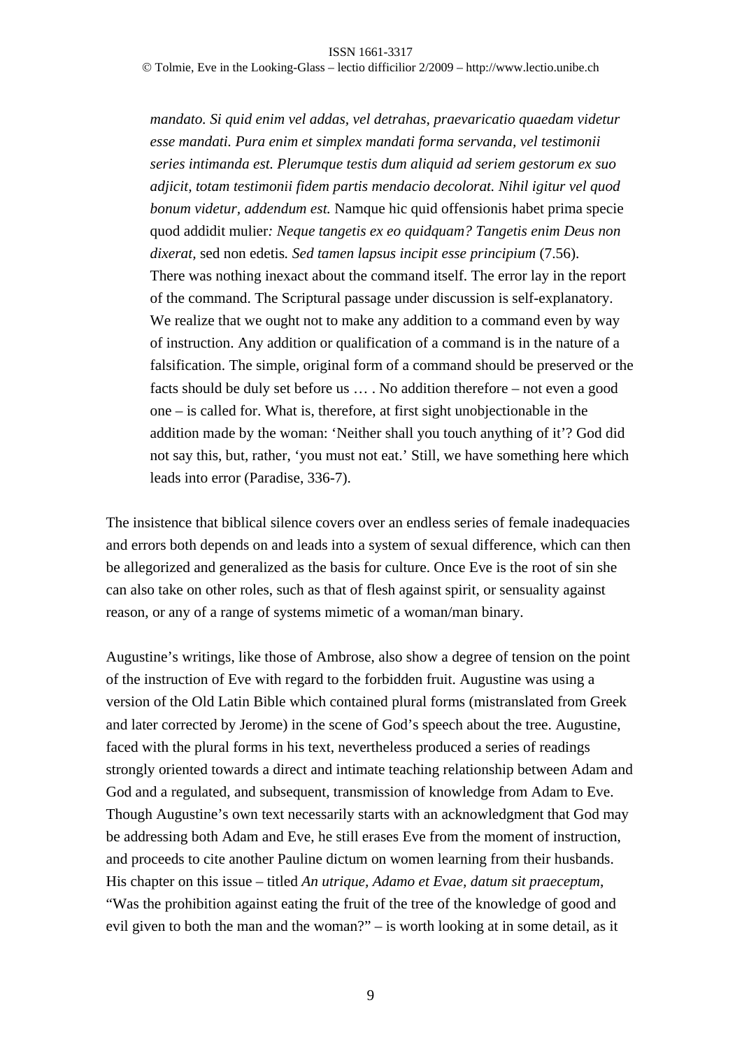> *mandato. Si quid enim vel addas, vel detrahas, praevaricatio quaedam videtur esse mandati. Pura enim et simplex mandati forma servanda, vel testimonii series intimanda est. Plerumque testis dum aliquid ad seriem gestorum ex suo adjicit, totam testimonii fidem partis mendacio decolorat. Nihil igitur vel quod bonum videtur, addendum est.* Namque hic quid offensionis habet prima specie quod addidit mulier*: Neque tangetis ex eo quidquam? Tangetis enim Deus non dixerat,* sed non edetis*. Sed tamen lapsus incipit esse principium* (7.56).
> There was nothing inexact about the command itself. The error lay in the report of the command. The Scriptural passage under discussion is self-explanatory. We realize that we ought not to make any addition to a command even by way of instruction. Any addition or qualification of a command is in the nature of a falsification. The simple, original form of a command should be preserved or the facts should be duly set before us … . No addition therefore – not even a good one – is called for. What is, therefore, at first sight unobjectionable in the addition made by the woman: 'Neither shall you touch anything of it'? God did not say this, but, rather, 'you must not eat.' Still, we have something here which leads into error (Paradise, 336-7).

The insistence that biblical silence covers over an endless series of female inadequacies and errors both depends on and leads into a system of sexual difference, which can then be allegorized and generalized as the basis for culture. Once Eve is the root of sin she can also take on other roles, such as that of flesh against spirit, or sensuality against reason, or any of a range of systems mimetic of a woman/man binary.

Augustine's writings, like those of Ambrose, also show a degree of tension on the point of the instruction of Eve with regard to the forbidden fruit. Augustine was using a version of the Old Latin Bible which contained plural forms (mistranslated from Greek and later corrected by Jerome) in the scene of God's speech about the tree. Augustine, faced with the plural forms in his text, nevertheless produced a series of readings strongly oriented towards a direct and intimate teaching relationship between Adam and God and a regulated, and subsequent, transmission of knowledge from Adam to Eve. Though Augustine's own text necessarily starts with an acknowledgment that God may be addressing both Adam and Eve, he still erases Eve from the moment of instruction, and proceeds to cite another Pauline dictum on women learning from their husbands. His chapter on this issue – titled *An utrique, Adamo et Evae, datum sit praeceptum*, "Was the prohibition against eating the fruit of the tree of the knowledge of good and evil given to both the man and the woman?" – is worth looking at in some detail, as it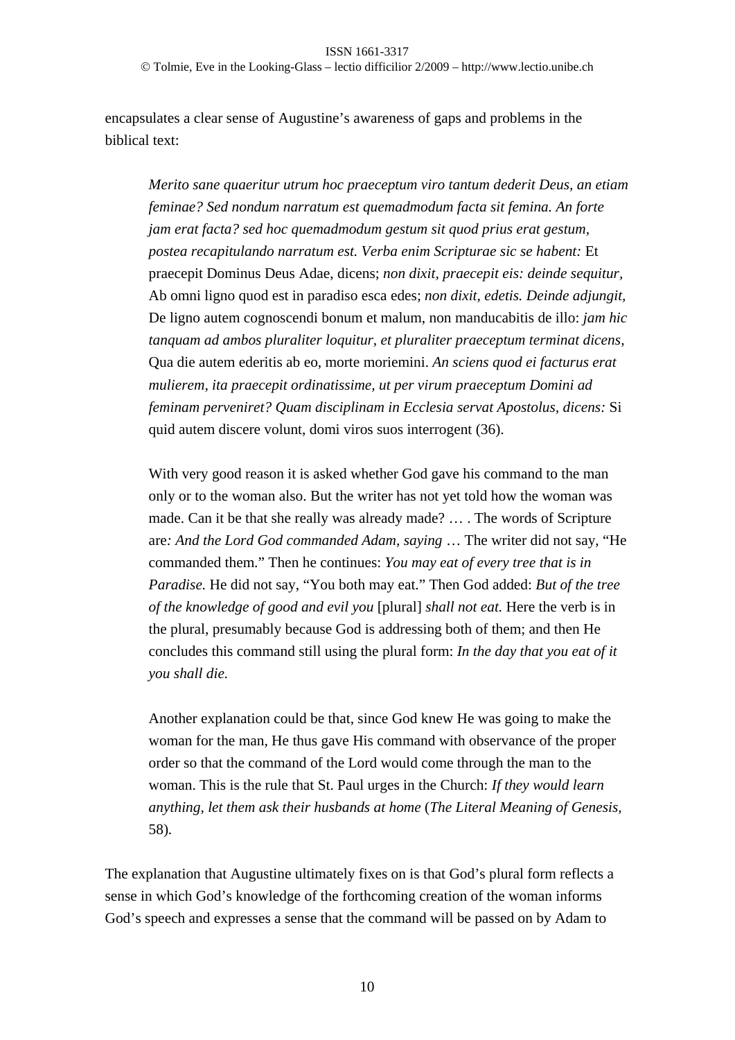encapsulates a clear sense of Augustine's awareness of gaps and problems in the biblical text:

> *Merito sane quaeritur utrum hoc praeceptum viro tantum dederit Deus, an etiam feminae? Sed nondum narratum est quemadmodum facta sit femina. An forte jam erat facta? sed hoc quemadmodum gestum sit quod prius erat gestum, postea recapitulando narratum est. Verba enim Scripturae sic se habent:* Et praecepit Dominus Deus Adae, dicens; *non dixit, praecepit eis: deinde sequitur,* Ab omni ligno quod est in paradiso esca edes; *non dixit, edetis. Deinde adjungit,* De ligno autem cognoscendi bonum et malum, non manducabitis de illo: *jam hic tanquam ad ambos pluraliter loquitur, et pluraliter praeceptum terminat dicens,* Qua die autem ederitis ab eo, morte moriemini. *An sciens quod ei facturus erat mulierem, ita praecepit ordinatissime, ut per virum praeceptum Domini ad feminam perveniret? Quam disciplinam in Ecclesia servat Apostolus, dicens:* Si quid autem discere volunt, domi viros suos interrogent (36).
>
> With very good reason it is asked whether God gave his command to the man only or to the woman also. But the writer has not yet told how the woman was made. Can it be that she really was already made? … . The words of Scripture are*: And the Lord God commanded Adam, saying* … The writer did not say, "He commanded them." Then he continues: *You may eat of every tree that is in Paradise.* He did not say, "You both may eat." Then God added: *But of the tree of the knowledge of good and evil you* [plural] *shall not eat.* Here the verb is in the plural, presumably because God is addressing both of them; and then He concludes this command still using the plural form: *In the day that you eat of it you shall die.*
>
> Another explanation could be that, since God knew He was going to make the woman for the man, He thus gave His command with observance of the proper order so that the command of the Lord would come through the man to the woman. This is the rule that St. Paul urges in the Church: *If they would learn anything, let them ask their husbands at home* (*The Literal Meaning of Genesis,* 58).

The explanation that Augustine ultimately fixes on is that God's plural form reflects a sense in which God's knowledge of the forthcoming creation of the woman informs God's speech and expresses a sense that the command will be passed on by Adam to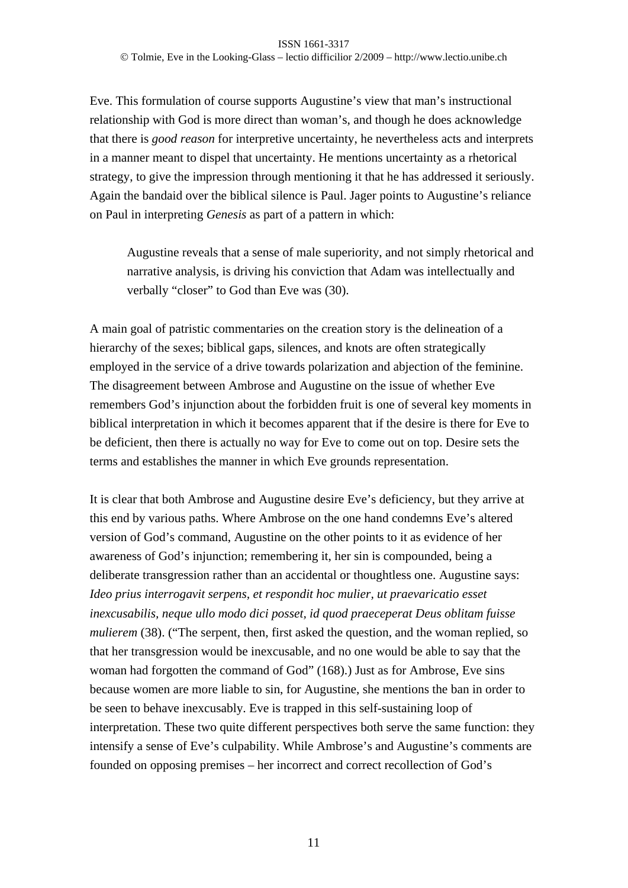Eve. This formulation of course supports Augustine's view that man's instructional relationship with God is more direct than woman's, and though he does acknowledge that there is *good reason* for interpretive uncertainty, he nevertheless acts and interprets in a manner meant to dispel that uncertainty. He mentions uncertainty as a rhetorical strategy, to give the impression through mentioning it that he has addressed it seriously. Again the bandaid over the biblical silence is Paul. Jager points to Augustine's reliance on Paul in interpreting *Genesis* as part of a pattern in which:

> Augustine reveals that a sense of male superiority, and not simply rhetorical and narrative analysis, is driving his conviction that Adam was intellectually and verbally "closer" to God than Eve was (30).

A main goal of patristic commentaries on the creation story is the delineation of a hierarchy of the sexes; biblical gaps, silences, and knots are often strategically employed in the service of a drive towards polarization and abjection of the feminine. The disagreement between Ambrose and Augustine on the issue of whether Eve remembers God's injunction about the forbidden fruit is one of several key moments in biblical interpretation in which it becomes apparent that if the desire is there for Eve to be deficient, then there is actually no way for Eve to come out on top. Desire sets the terms and establishes the manner in which Eve grounds representation.

It is clear that both Ambrose and Augustine desire Eve's deficiency, but they arrive at this end by various paths. Where Ambrose on the one hand condemns Eve's altered version of God's command, Augustine on the other points to it as evidence of her awareness of God's injunction; remembering it, her sin is compounded, being a deliberate transgression rather than an accidental or thoughtless one. Augustine says: *Ideo prius interrogavit serpens, et respondit hoc mulier, ut praevaricatio esset inexcusabilis, neque ullo modo dici posset, id quod praeceperat Deus oblitam fuisse mulierem* (38). ("The serpent, then, first asked the question, and the woman replied, so that her transgression would be inexcusable, and no one would be able to say that the woman had forgotten the command of God" (168).) Just as for Ambrose, Eve sins because women are more liable to sin, for Augustine, she mentions the ban in order to be seen to behave inexcusably. Eve is trapped in this self-sustaining loop of interpretation. These two quite different perspectives both serve the same function: they intensify a sense of Eve's culpability. While Ambrose's and Augustine's comments are founded on opposing premises – her incorrect and correct recollection of God's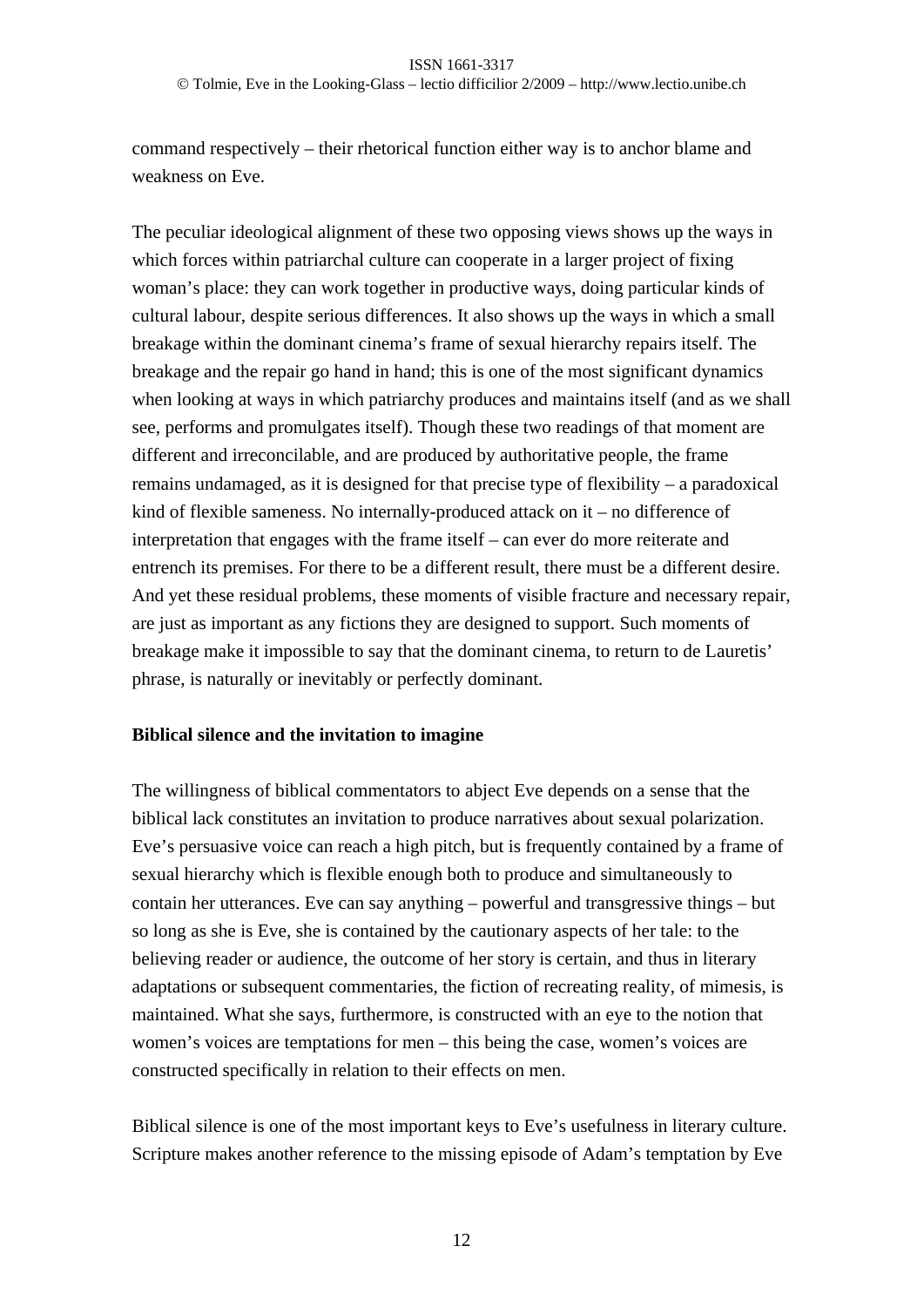command respectively – their rhetorical function either way is to anchor blame and weakness on Eve.

The peculiar ideological alignment of these two opposing views shows up the ways in which forces within patriarchal culture can cooperate in a larger project of fixing woman's place: they can work together in productive ways, doing particular kinds of cultural labour, despite serious differences. It also shows up the ways in which a small breakage within the dominant cinema's frame of sexual hierarchy repairs itself. The breakage and the repair go hand in hand; this is one of the most significant dynamics when looking at ways in which patriarchy produces and maintains itself (and as we shall see, performs and promulgates itself). Though these two readings of that moment are different and irreconcilable, and are produced by authoritative people, the frame remains undamaged, as it is designed for that precise type of flexibility – a paradoxical kind of flexible sameness. No internally-produced attack on it – no difference of interpretation that engages with the frame itself – can ever do more reiterate and entrench its premises. For there to be a different result, there must be a different desire. And yet these residual problems, these moments of visible fracture and necessary repair, are just as important as any fictions they are designed to support. Such moments of breakage make it impossible to say that the dominant cinema, to return to de Lauretis' phrase, is naturally or inevitably or perfectly dominant.

**Biblical silence and the invitation to imagine**

The willingness of biblical commentators to abject Eve depends on a sense that the biblical lack constitutes an invitation to produce narratives about sexual polarization. Eve's persuasive voice can reach a high pitch, but is frequently contained by a frame of sexual hierarchy which is flexible enough both to produce and simultaneously to contain her utterances. Eve can say anything – powerful and transgressive things – but so long as she is Eve, she is contained by the cautionary aspects of her tale: to the believing reader or audience, the outcome of her story is certain, and thus in literary adaptations or subsequent commentaries, the fiction of recreating reality, of mimesis, is maintained. What she says, furthermore, is constructed with an eye to the notion that women's voices are temptations for men – this being the case, women's voices are constructed specifically in relation to their effects on men.

Biblical silence is one of the most important keys to Eve's usefulness in literary culture. Scripture makes another reference to the missing episode of Adam's temptation by Eve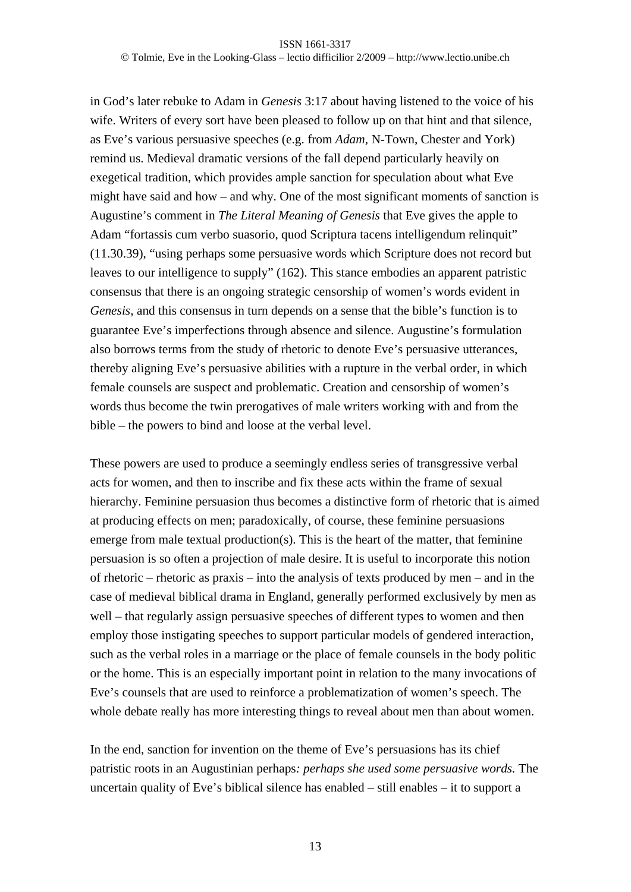in God's later rebuke to Adam in *Genesis* 3:17 about having listened to the voice of his wife. Writers of every sort have been pleased to follow up on that hint and that silence, as Eve's various persuasive speeches (e.g. from *Adam*, N-Town, Chester and York) remind us. Medieval dramatic versions of the fall depend particularly heavily on exegetical tradition, which provides ample sanction for speculation about what Eve might have said and how – and why. One of the most significant moments of sanction is Augustine's comment in *The Literal Meaning of Genesis* that Eve gives the apple to Adam "fortassis cum verbo suasorio, quod Scriptura tacens intelligendum relinquit" (11.30.39), "using perhaps some persuasive words which Scripture does not record but leaves to our intelligence to supply" (162). This stance embodies an apparent patristic consensus that there is an ongoing strategic censorship of women's words evident in *Genesis*, and this consensus in turn depends on a sense that the bible's function is to guarantee Eve's imperfections through absence and silence. Augustine's formulation also borrows terms from the study of rhetoric to denote Eve's persuasive utterances, thereby aligning Eve's persuasive abilities with a rupture in the verbal order, in which female counsels are suspect and problematic. Creation and censorship of women's words thus become the twin prerogatives of male writers working with and from the bible – the powers to bind and loose at the verbal level.

These powers are used to produce a seemingly endless series of transgressive verbal acts for women, and then to inscribe and fix these acts within the frame of sexual hierarchy. Feminine persuasion thus becomes a distinctive form of rhetoric that is aimed at producing effects on men; paradoxically, of course, these feminine persuasions emerge from male textual production(s). This is the heart of the matter, that feminine persuasion is so often a projection of male desire. It is useful to incorporate this notion of rhetoric – rhetoric as praxis – into the analysis of texts produced by men – and in the case of medieval biblical drama in England, generally performed exclusively by men as well – that regularly assign persuasive speeches of different types to women and then employ those instigating speeches to support particular models of gendered interaction, such as the verbal roles in a marriage or the place of female counsels in the body politic or the home. This is an especially important point in relation to the many invocations of Eve's counsels that are used to reinforce a problematization of women's speech. The whole debate really has more interesting things to reveal about men than about women.

In the end, sanction for invention on the theme of Eve's persuasions has its chief patristic roots in an Augustinian perhaps*: perhaps she used some persuasive words.* The uncertain quality of Eve's biblical silence has enabled – still enables – it to support a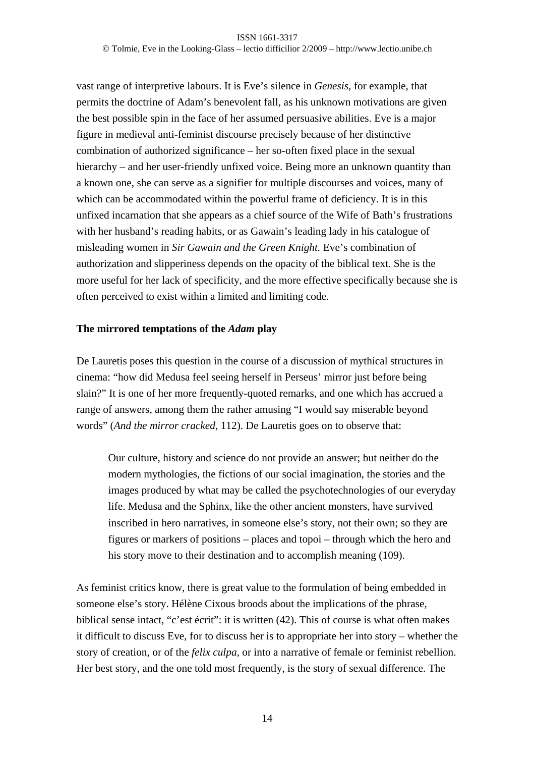vast range of interpretive labours. It is Eve's silence in *Genesis*, for example, that permits the doctrine of Adam's benevolent fall, as his unknown motivations are given the best possible spin in the face of her assumed persuasive abilities. Eve is a major figure in medieval anti-feminist discourse precisely because of her distinctive combination of authorized significance – her so-often fixed place in the sexual hierarchy – and her user-friendly unfixed voice. Being more an unknown quantity than a known one, she can serve as a signifier for multiple discourses and voices, many of which can be accommodated within the powerful frame of deficiency. It is in this unfixed incarnation that she appears as a chief source of the Wife of Bath's frustrations with her husband's reading habits, or as Gawain's leading lady in his catalogue of misleading women in *Sir Gawain and the Green Knight.* Eve's combination of authorization and slipperiness depends on the opacity of the biblical text. She is the more useful for her lack of specificity, and the more effective specifically because she is often perceived to exist within a limited and limiting code.

### The mirrored temptations of the *Adam* play

De Lauretis poses this question in the course of a discussion of mythical structures in cinema: "how did Medusa feel seeing herself in Perseus' mirror just before being slain?" It is one of her more frequently-quoted remarks, and one which has accrued a range of answers, among them the rather amusing "I would say miserable beyond words" (*And the mirror cracked*, 112). De Lauretis goes on to observe that:

> Our culture, history and science do not provide an answer; but neither do the modern mythologies, the fictions of our social imagination, the stories and the images produced by what may be called the psychotechnologies of our everyday life. Medusa and the Sphinx, like the other ancient monsters, have survived inscribed in hero narratives, in someone else's story, not their own; so they are figures or markers of positions – places and topoi – through which the hero and his story move to their destination and to accomplish meaning (109).

As feminist critics know, there is great value to the formulation of being embedded in someone else's story. Hélène Cixous broods about the implications of the phrase, biblical sense intact, "c'est écrit": it is written (42). This of course is what often makes it difficult to discuss Eve, for to discuss her is to appropriate her into story – whether the story of creation, or of the *felix culpa,* or into a narrative of female or feminist rebellion. Her best story, and the one told most frequently, is the story of sexual difference. The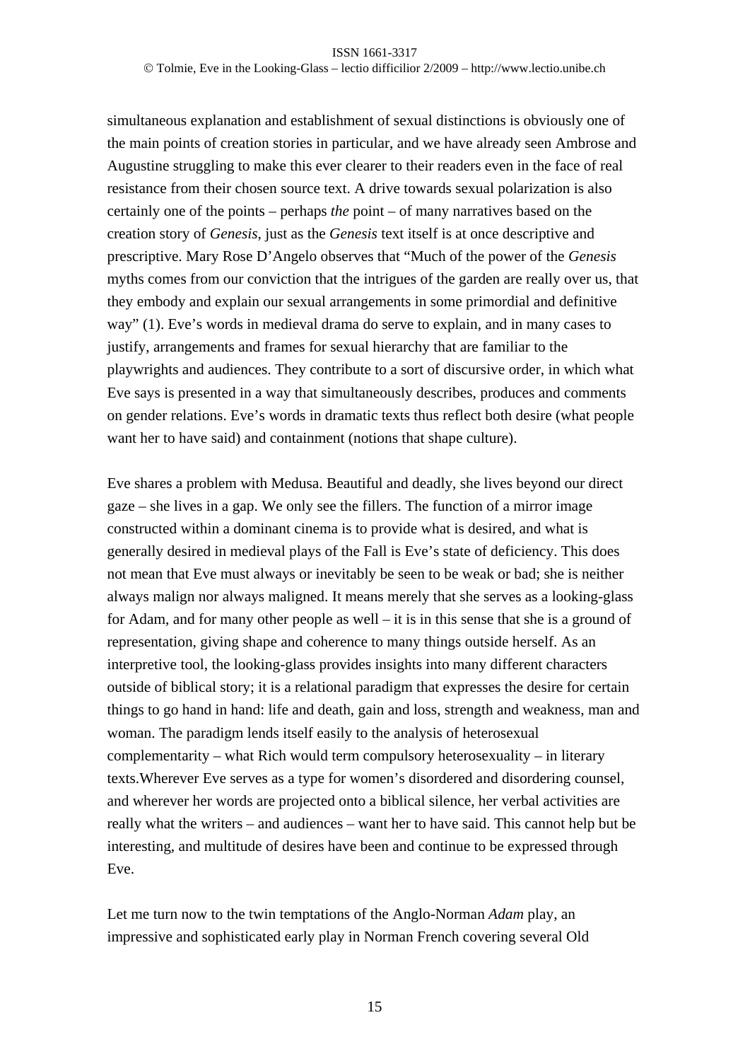simultaneous explanation and establishment of sexual distinctions is obviously one of the main points of creation stories in particular, and we have already seen Ambrose and Augustine struggling to make this ever clearer to their readers even in the face of real resistance from their chosen source text. A drive towards sexual polarization is also certainly one of the points – perhaps *the* point – of many narratives based on the creation story of *Genesis*, just as the *Genesis* text itself is at once descriptive and prescriptive. Mary Rose D'Angelo observes that "Much of the power of the *Genesis* myths comes from our conviction that the intrigues of the garden are really over us, that they embody and explain our sexual arrangements in some primordial and definitive way" (1). Eve's words in medieval drama do serve to explain, and in many cases to justify, arrangements and frames for sexual hierarchy that are familiar to the playwrights and audiences. They contribute to a sort of discursive order, in which what Eve says is presented in a way that simultaneously describes, produces and comments on gender relations. Eve's words in dramatic texts thus reflect both desire (what people want her to have said) and containment (notions that shape culture).

Eve shares a problem with Medusa. Beautiful and deadly, she lives beyond our direct gaze – she lives in a gap. We only see the fillers. The function of a mirror image constructed within a dominant cinema is to provide what is desired, and what is generally desired in medieval plays of the Fall is Eve's state of deficiency. This does not mean that Eve must always or inevitably be seen to be weak or bad; she is neither always malign nor always maligned. It means merely that she serves as a looking-glass for Adam, and for many other people as well – it is in this sense that she is a ground of representation, giving shape and coherence to many things outside herself. As an interpretive tool, the looking-glass provides insights into many different characters outside of biblical story; it is a relational paradigm that expresses the desire for certain things to go hand in hand: life and death, gain and loss, strength and weakness, man and woman. The paradigm lends itself easily to the analysis of heterosexual complementarity – what Rich would term compulsory heterosexuality – in literary texts.Wherever Eve serves as a type for women's disordered and disordering counsel, and wherever her words are projected onto a biblical silence, her verbal activities are really what the writers – and audiences – want her to have said. This cannot help but be interesting, and multitude of desires have been and continue to be expressed through Eve.

Let me turn now to the twin temptations of the Anglo-Norman *Adam* play, an impressive and sophisticated early play in Norman French covering several Old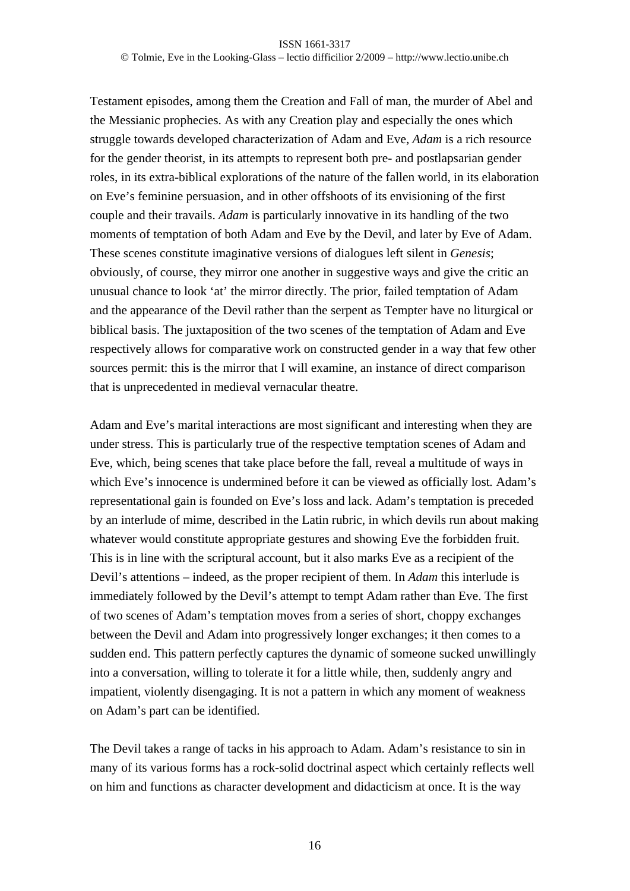Testament episodes, among them the Creation and Fall of man, the murder of Abel and the Messianic prophecies. As with any Creation play and especially the ones which struggle towards developed characterization of Adam and Eve, *Adam* is a rich resource for the gender theorist, in its attempts to represent both pre- and postlapsarian gender roles, in its extra-biblical explorations of the nature of the fallen world, in its elaboration on Eve's feminine persuasion, and in other offshoots of its envisioning of the first couple and their travails. *Adam* is particularly innovative in its handling of the two moments of temptation of both Adam and Eve by the Devil, and later by Eve of Adam. These scenes constitute imaginative versions of dialogues left silent in *Genesis*; obviously, of course, they mirror one another in suggestive ways and give the critic an unusual chance to look 'at' the mirror directly. The prior, failed temptation of Adam and the appearance of the Devil rather than the serpent as Tempter have no liturgical or biblical basis. The juxtaposition of the two scenes of the temptation of Adam and Eve respectively allows for comparative work on constructed gender in a way that few other sources permit: this is the mirror that I will examine, an instance of direct comparison that is unprecedented in medieval vernacular theatre.

Adam and Eve's marital interactions are most significant and interesting when they are under stress. This is particularly true of the respective temptation scenes of Adam and Eve, which, being scenes that take place before the fall, reveal a multitude of ways in which Eve's innocence is undermined before it can be viewed as officially lost. Adam's representational gain is founded on Eve's loss and lack. Adam's temptation is preceded by an interlude of mime, described in the Latin rubric, in which devils run about making whatever would constitute appropriate gestures and showing Eve the forbidden fruit. This is in line with the scriptural account, but it also marks Eve as a recipient of the Devil's attentions – indeed, as the proper recipient of them. In *Adam* this interlude is immediately followed by the Devil's attempt to tempt Adam rather than Eve. The first of two scenes of Adam's temptation moves from a series of short, choppy exchanges between the Devil and Adam into progressively longer exchanges; it then comes to a sudden end. This pattern perfectly captures the dynamic of someone sucked unwillingly into a conversation, willing to tolerate it for a little while, then, suddenly angry and impatient, violently disengaging. It is not a pattern in which any moment of weakness on Adam's part can be identified.

The Devil takes a range of tacks in his approach to Adam. Adam's resistance to sin in many of its various forms has a rock-solid doctrinal aspect which certainly reflects well on him and functions as character development and didacticism at once. It is the way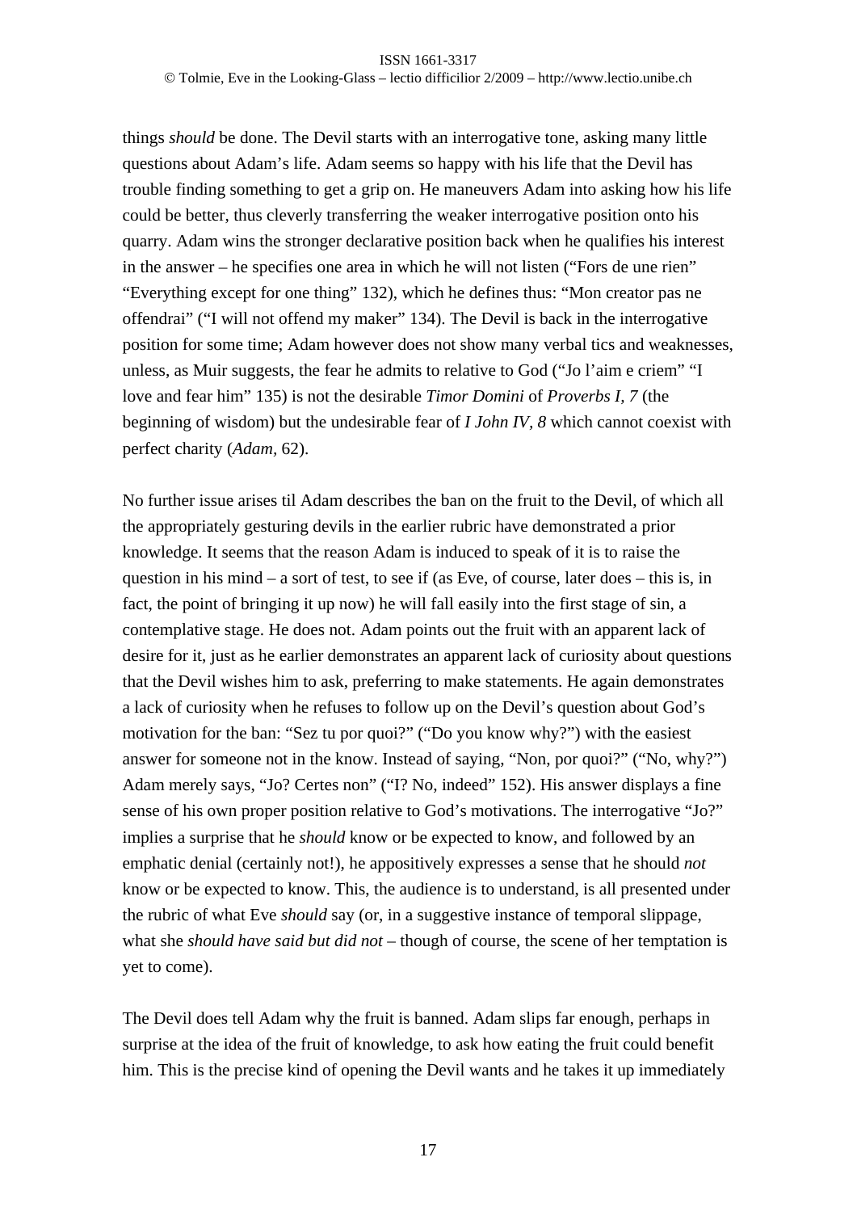things *should* be done. The Devil starts with an interrogative tone, asking many little questions about Adam's life. Adam seems so happy with his life that the Devil has trouble finding something to get a grip on. He maneuvers Adam into asking how his life could be better, thus cleverly transferring the weaker interrogative position onto his quarry. Adam wins the stronger declarative position back when he qualifies his interest in the answer – he specifies one area in which he will not listen ("Fors de une rien" "Everything except for one thing" 132), which he defines thus: "Mon creator pas ne offendrai" ("I will not offend my maker" 134). The Devil is back in the interrogative position for some time; Adam however does not show many verbal tics and weaknesses, unless, as Muir suggests, the fear he admits to relative to God ("Jo l'aim e criem" "I love and fear him" 135) is not the desirable *Timor Domini* of *Proverbs I, 7* (the beginning of wisdom) but the undesirable fear of *I John IV, 8* which cannot coexist with perfect charity (*Adam*, 62).

No further issue arises til Adam describes the ban on the fruit to the Devil, of which all the appropriately gesturing devils in the earlier rubric have demonstrated a prior knowledge. It seems that the reason Adam is induced to speak of it is to raise the question in his mind – a sort of test, to see if (as Eve, of course, later does – this is, in fact, the point of bringing it up now) he will fall easily into the first stage of sin, a contemplative stage. He does not. Adam points out the fruit with an apparent lack of desire for it, just as he earlier demonstrates an apparent lack of curiosity about questions that the Devil wishes him to ask, preferring to make statements. He again demonstrates a lack of curiosity when he refuses to follow up on the Devil's question about God's motivation for the ban: "Sez tu por quoi?" ("Do you know why?") with the easiest answer for someone not in the know. Instead of saying, "Non, por quoi?" ("No, why?") Adam merely says, "Jo? Certes non" ("I? No, indeed" 152). His answer displays a fine sense of his own proper position relative to God's motivations. The interrogative "Jo?" implies a surprise that he *should* know or be expected to know, and followed by an emphatic denial (certainly not!), he appositively expresses a sense that he should *not* know or be expected to know. This, the audience is to understand, is all presented under the rubric of what Eve *should* say (or, in a suggestive instance of temporal slippage, what she *should have said but did not* – though of course, the scene of her temptation is yet to come).

The Devil does tell Adam why the fruit is banned. Adam slips far enough, perhaps in surprise at the idea of the fruit of knowledge, to ask how eating the fruit could benefit him. This is the precise kind of opening the Devil wants and he takes it up immediately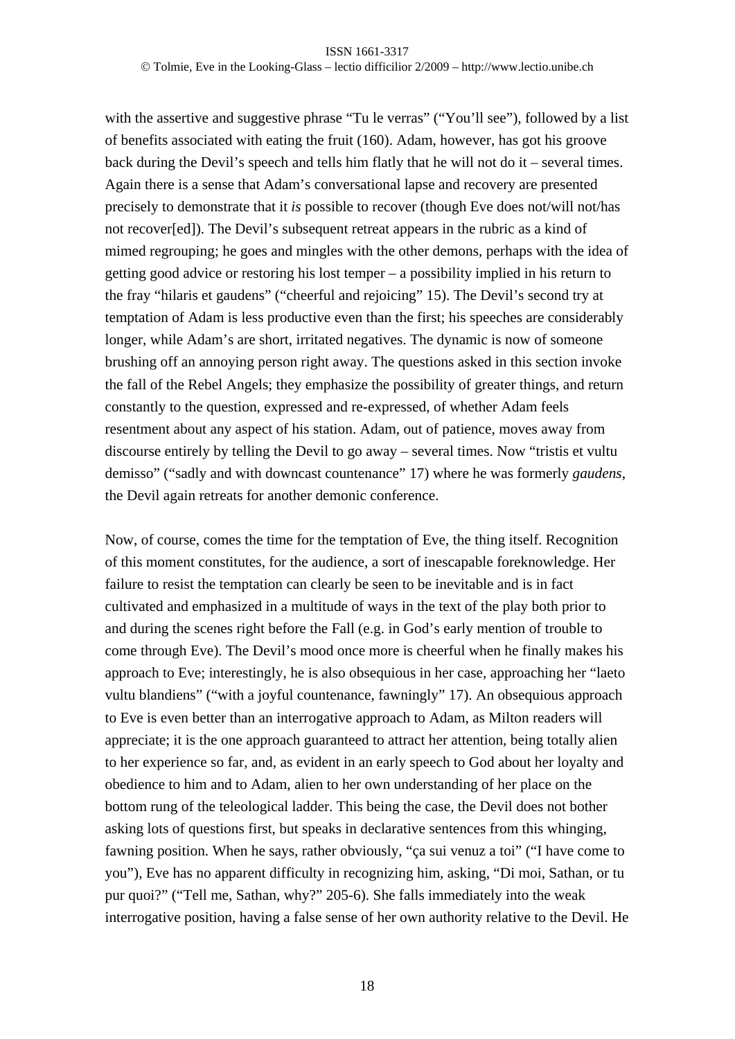with the assertive and suggestive phrase “Tu le verras” (“You’ll see”), followed by a list of benefits associated with eating the fruit (160). Adam, however, has got his groove back during the Devil’s speech and tells him flatly that he will not do it – several times. Again there is a sense that Adam’s conversational lapse and recovery are presented precisely to demonstrate that it *is* possible to recover (though Eve does not/will not/has not recover[ed]). The Devil’s subsequent retreat appears in the rubric as a kind of mimed regrouping; he goes and mingles with the other demons, perhaps with the idea of getting good advice or restoring his lost temper – a possibility implied in his return to the fray “hilaris et gaudens” (“cheerful and rejoicing” 15). The Devil’s second try at temptation of Adam is less productive even than the first; his speeches are considerably longer, while Adam’s are short, irritated negatives. The dynamic is now of someone brushing off an annoying person right away. The questions asked in this section invoke the fall of the Rebel Angels; they emphasize the possibility of greater things, and return constantly to the question, expressed and re-expressed, of whether Adam feels resentment about any aspect of his station. Adam, out of patience, moves away from discourse entirely by telling the Devil to go away – several times. Now “tristis et vultu demisso” (“sadly and with downcast countenance” 17) where he was formerly *gaudens*, the Devil again retreats for another demonic conference.

Now, of course, comes the time for the temptation of Eve, the thing itself. Recognition of this moment constitutes, for the audience, a sort of inescapable foreknowledge. Her failure to resist the temptation can clearly be seen to be inevitable and is in fact cultivated and emphasized in a multitude of ways in the text of the play both prior to and during the scenes right before the Fall (e.g. in God’s early mention of trouble to come through Eve). The Devil’s mood once more is cheerful when he finally makes his approach to Eve; interestingly, he is also obsequious in her case, approaching her “laeto vultu blandiens” (“with a joyful countenance, fawningly” 17). An obsequious approach to Eve is even better than an interrogative approach to Adam, as Milton readers will appreciate; it is the one approach guaranteed to attract her attention, being totally alien to her experience so far, and, as evident in an early speech to God about her loyalty and obedience to him and to Adam, alien to her own understanding of her place on the bottom rung of the teleological ladder. This being the case, the Devil does not bother asking lots of questions first, but speaks in declarative sentences from this whinging, fawning position. When he says, rather obviously, “ça sui venuz a toi” (“I have come to you”), Eve has no apparent difficulty in recognizing him, asking, “Di moi, Sathan, or tu pur quoi?” (“Tell me, Sathan, why?” 205-6). She falls immediately into the weak interrogative position, having a false sense of her own authority relative to the Devil. He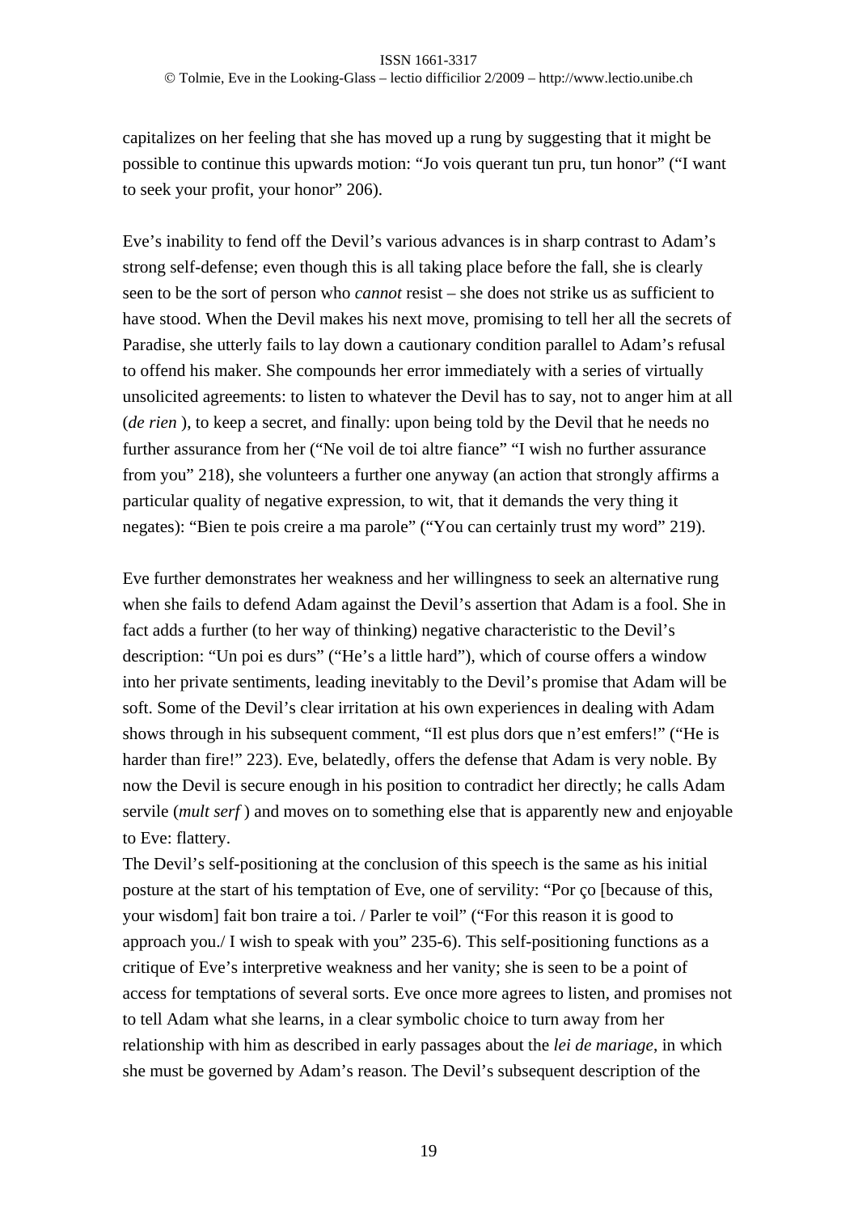capitalizes on her feeling that she has moved up a rung by suggesting that it might be possible to continue this upwards motion: "Jo vois querant tun pru, tun honor" ("I want to seek your profit, your honor" 206).

Eve's inability to fend off the Devil's various advances is in sharp contrast to Adam's strong self-defense; even though this is all taking place before the fall, she is clearly seen to be the sort of person who *cannot* resist – she does not strike us as sufficient to have stood. When the Devil makes his next move, promising to tell her all the secrets of Paradise, she utterly fails to lay down a cautionary condition parallel to Adam's refusal to offend his maker. She compounds her error immediately with a series of virtually unsolicited agreements: to listen to whatever the Devil has to say, not to anger him at all (*de rien* ), to keep a secret, and finally: upon being told by the Devil that he needs no further assurance from her ("Ne voil de toi altre fiance" "I wish no further assurance from you" 218), she volunteers a further one anyway (an action that strongly affirms a particular quality of negative expression, to wit, that it demands the very thing it negates): "Bien te pois creire a ma parole" ("You can certainly trust my word" 219).

Eve further demonstrates her weakness and her willingness to seek an alternative rung when she fails to defend Adam against the Devil's assertion that Adam is a fool. She in fact adds a further (to her way of thinking) negative characteristic to the Devil's description: "Un poi es durs" ("He's a little hard"), which of course offers a window into her private sentiments, leading inevitably to the Devil's promise that Adam will be soft. Some of the Devil's clear irritation at his own experiences in dealing with Adam shows through in his subsequent comment, "Il est plus dors que n'est emfers!" ("He is harder than fire!" 223). Eve, belatedly, offers the defense that Adam is very noble. By now the Devil is secure enough in his position to contradict her directly; he calls Adam servile (*mult serf* ) and moves on to something else that is apparently new and enjoyable to Eve: flattery.

The Devil's self-positioning at the conclusion of this speech is the same as his initial posture at the start of his temptation of Eve, one of servility: "Por ço [because of this, your wisdom] fait bon traire a toi. / Parler te voil" ("For this reason it is good to approach you./ I wish to speak with you" 235-6). This self-positioning functions as a critique of Eve's interpretive weakness and her vanity; she is seen to be a point of access for temptations of several sorts. Eve once more agrees to listen, and promises not to tell Adam what she learns, in a clear symbolic choice to turn away from her relationship with him as described in early passages about the *lei de mariage*, in which she must be governed by Adam's reason. The Devil's subsequent description of the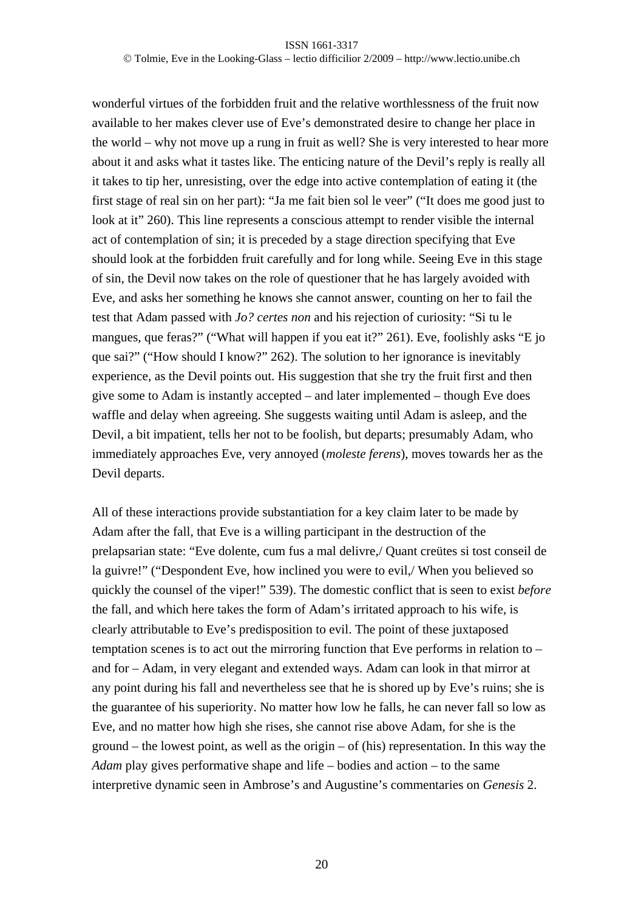wonderful virtues of the forbidden fruit and the relative worthlessness of the fruit now available to her makes clever use of Eve's demonstrated desire to change her place in the world – why not move up a rung in fruit as well? She is very interested to hear more about it and asks what it tastes like. The enticing nature of the Devil's reply is really all it takes to tip her, unresisting, over the edge into active contemplation of eating it (the first stage of real sin on her part): "Ja me fait bien sol le veer" ("It does me good just to look at it" 260). This line represents a conscious attempt to render visible the internal act of contemplation of sin; it is preceded by a stage direction specifying that Eve should look at the forbidden fruit carefully and for long while. Seeing Eve in this stage of sin, the Devil now takes on the role of questioner that he has largely avoided with Eve, and asks her something he knows she cannot answer, counting on her to fail the test that Adam passed with *Jo? certes non* and his rejection of curiosity: "Si tu le mangues, que feras?" ("What will happen if you eat it?" 261). Eve, foolishly asks "E jo que sai?" ("How should I know?" 262). The solution to her ignorance is inevitably experience, as the Devil points out. His suggestion that she try the fruit first and then give some to Adam is instantly accepted – and later implemented – though Eve does waffle and delay when agreeing. She suggests waiting until Adam is asleep, and the Devil, a bit impatient, tells her not to be foolish, but departs; presumably Adam, who immediately approaches Eve, very annoyed (*moleste ferens*), moves towards her as the Devil departs.

All of these interactions provide substantiation for a key claim later to be made by Adam after the fall, that Eve is a willing participant in the destruction of the prelapsarian state: "Eve dolente, cum fus a mal delivre,/ Quant creütes si tost conseil de la guivre!" ("Despondent Eve, how inclined you were to evil,/ When you believed so quickly the counsel of the viper!" 539). The domestic conflict that is seen to exist *before* the fall, and which here takes the form of Adam's irritated approach to his wife, is clearly attributable to Eve's predisposition to evil. The point of these juxtaposed temptation scenes is to act out the mirroring function that Eve performs in relation to – and for – Adam, in very elegant and extended ways. Adam can look in that mirror at any point during his fall and nevertheless see that he is shored up by Eve's ruins; she is the guarantee of his superiority. No matter how low he falls, he can never fall so low as Eve, and no matter how high she rises, she cannot rise above Adam, for she is the ground – the lowest point, as well as the origin – of (his) representation. In this way the *Adam* play gives performative shape and life – bodies and action – to the same interpretive dynamic seen in Ambrose's and Augustine's commentaries on *Genesis* 2.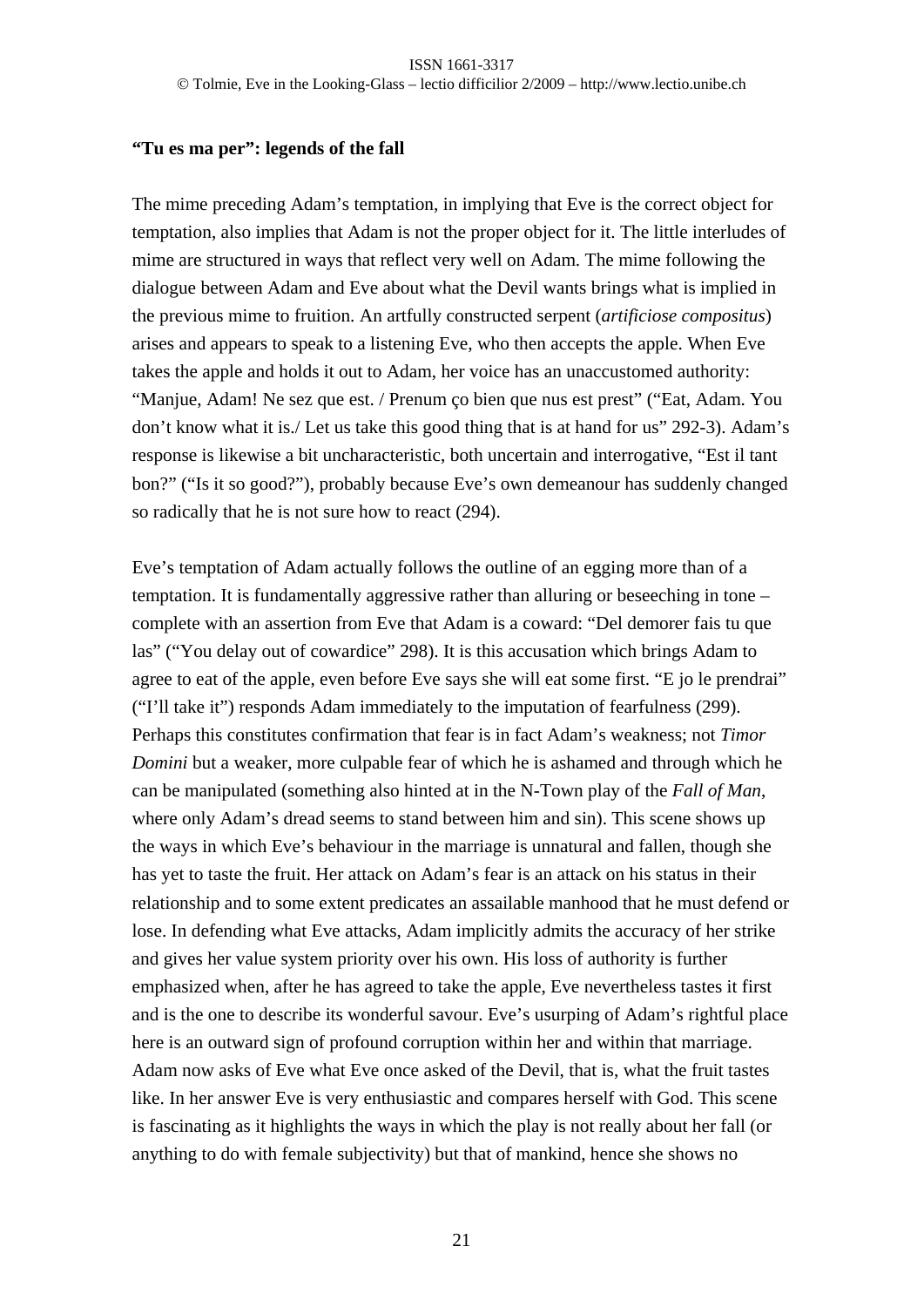**"Tu es ma per": legends of the fall**

The mime preceding Adam's temptation, in implying that Eve is the correct object for temptation, also implies that Adam is not the proper object for it. The little interludes of mime are structured in ways that reflect very well on Adam. The mime following the dialogue between Adam and Eve about what the Devil wants brings what is implied in the previous mime to fruition. An artfully constructed serpent (*artificiose compositus*) arises and appears to speak to a listening Eve, who then accepts the apple. When Eve takes the apple and holds it out to Adam, her voice has an unaccustomed authority: "Manjue, Adam! Ne sez que est. / Prenum ço bien que nus est prest" ("Eat, Adam. You don't know what it is./ Let us take this good thing that is at hand for us" 292-3). Adam's response is likewise a bit uncharacteristic, both uncertain and interrogative, "Est il tant bon?" ("Is it so good?"), probably because Eve's own demeanour has suddenly changed so radically that he is not sure how to react (294).

Eve's temptation of Adam actually follows the outline of an egging more than of a temptation. It is fundamentally aggressive rather than alluring or beseeching in tone – complete with an assertion from Eve that Adam is a coward: "Del demorer fais tu que las" ("You delay out of cowardice" 298). It is this accusation which brings Adam to agree to eat of the apple, even before Eve says she will eat some first. "E jo le prendrai" ("I'll take it") responds Adam immediately to the imputation of fearfulness (299). Perhaps this constitutes confirmation that fear is in fact Adam's weakness; not *Timor Domini* but a weaker, more culpable fear of which he is ashamed and through which he can be manipulated (something also hinted at in the N-Town play of the *Fall of Man*, where only Adam's dread seems to stand between him and sin). This scene shows up the ways in which Eve's behaviour in the marriage is unnatural and fallen, though she has yet to taste the fruit. Her attack on Adam's fear is an attack on his status in their relationship and to some extent predicates an assailable manhood that he must defend or lose. In defending what Eve attacks, Adam implicitly admits the accuracy of her strike and gives her value system priority over his own. His loss of authority is further emphasized when, after he has agreed to take the apple, Eve nevertheless tastes it first and is the one to describe its wonderful savour. Eve's usurping of Adam's rightful place here is an outward sign of profound corruption within her and within that marriage. Adam now asks of Eve what Eve once asked of the Devil, that is, what the fruit tastes like. In her answer Eve is very enthusiastic and compares herself with God. This scene is fascinating as it highlights the ways in which the play is not really about her fall (or anything to do with female subjectivity) but that of mankind, hence she shows no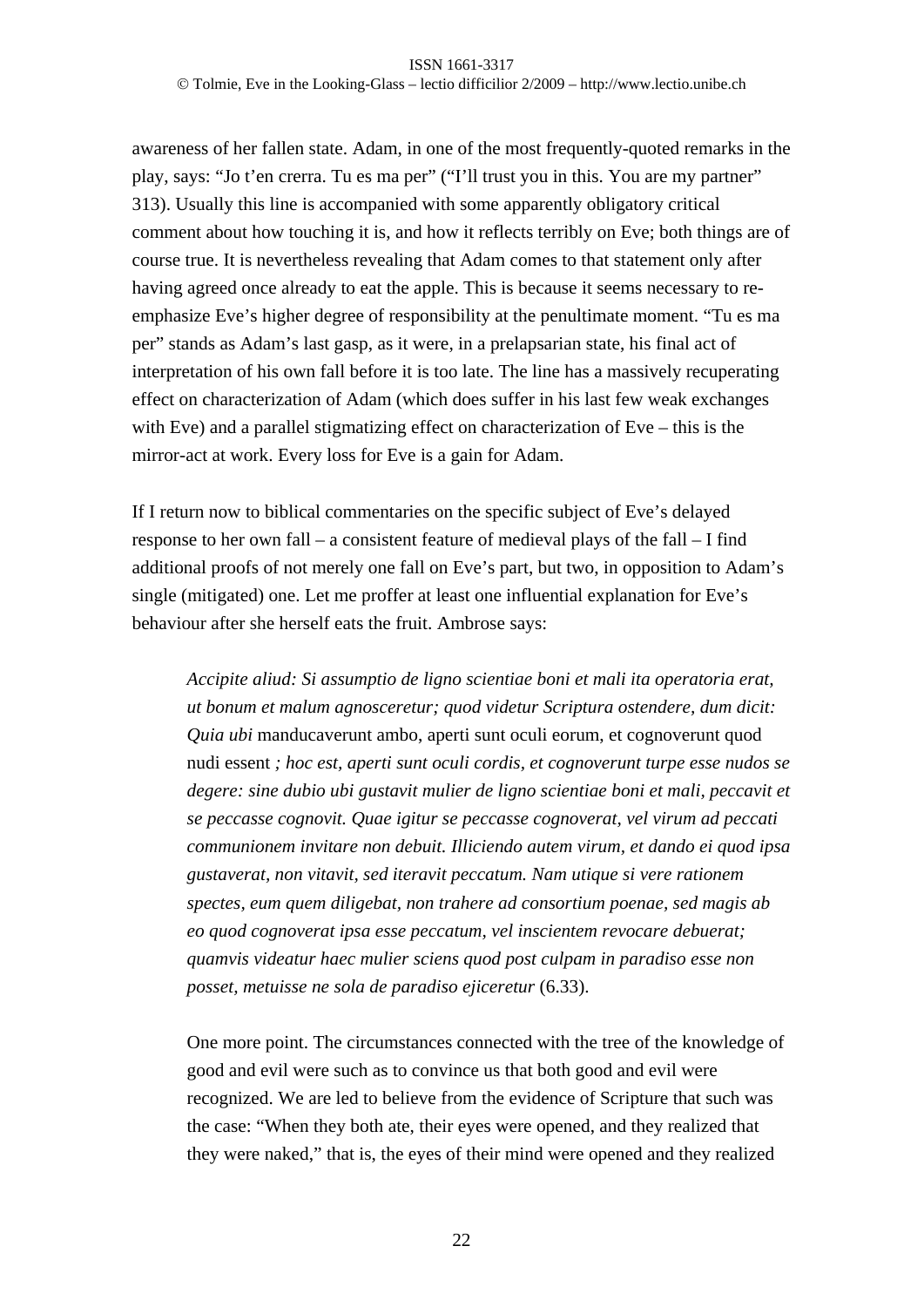awareness of her fallen state. Adam, in one of the most frequently-quoted remarks in the play, says: "Jo t'en crerra. Tu es ma per" ("I'll trust you in this. You are my partner" 313). Usually this line is accompanied with some apparently obligatory critical comment about how touching it is, and how it reflects terribly on Eve; both things are of course true. It is nevertheless revealing that Adam comes to that statement only after having agreed once already to eat the apple. This is because it seems necessary to re-emphasize Eve's higher degree of responsibility at the penultimate moment. "Tu es ma per" stands as Adam's last gasp, as it were, in a prelapsarian state, his final act of interpretation of his own fall before it is too late. The line has a massively recuperating effect on characterization of Adam (which does suffer in his last few weak exchanges with Eve) and a parallel stigmatizing effect on characterization of Eve – this is the mirror-act at work. Every loss for Eve is a gain for Adam.

If I return now to biblical commentaries on the specific subject of Eve's delayed response to her own fall – a consistent feature of medieval plays of the fall – I find additional proofs of not merely one fall on Eve's part, but two, in opposition to Adam's single (mitigated) one. Let me proffer at least one influential explanation for Eve's behaviour after she herself eats the fruit. Ambrose says:

> *Accipite aliud: Si assumptio de ligno scientiae boni et mali ita operatoria erat, ut bonum et malum agnosceretur; quod videtur Scriptura ostendere, dum dicit: Quia ubi* manducaverunt ambo, aperti sunt oculi eorum, et cognoverunt quod nudi essent *; hoc est, aperti sunt oculi cordis, et cognoverunt turpe esse nudos se degere: sine dubio ubi gustavit mulier de ligno scientiae boni et mali, peccavit et se peccasse cognovit. Quae igitur se peccasse cognoverat, vel virum ad peccati communionem invitare non debuit. Illiciendo autem virum, et dando ei quod ipsa gustaverat, non vitavit, sed iteravit peccatum. Nam utique si vere rationem spectes, eum quem diligebat, non trahere ad consortium poenae, sed magis ab eo quod cognoverat ipsa esse peccatum, vel inscientem revocare debuerat; quamvis videatur haec mulier sciens quod post culpam in paradiso esse non posset, metuisse ne sola de paradiso ejiceretur* (6.33).
>
> One more point. The circumstances connected with the tree of the knowledge of good and evil were such as to convince us that both good and evil were recognized. We are led to believe from the evidence of Scripture that such was the case: "When they both ate, their eyes were opened, and they realized that they were naked," that is, the eyes of their mind were opened and they realized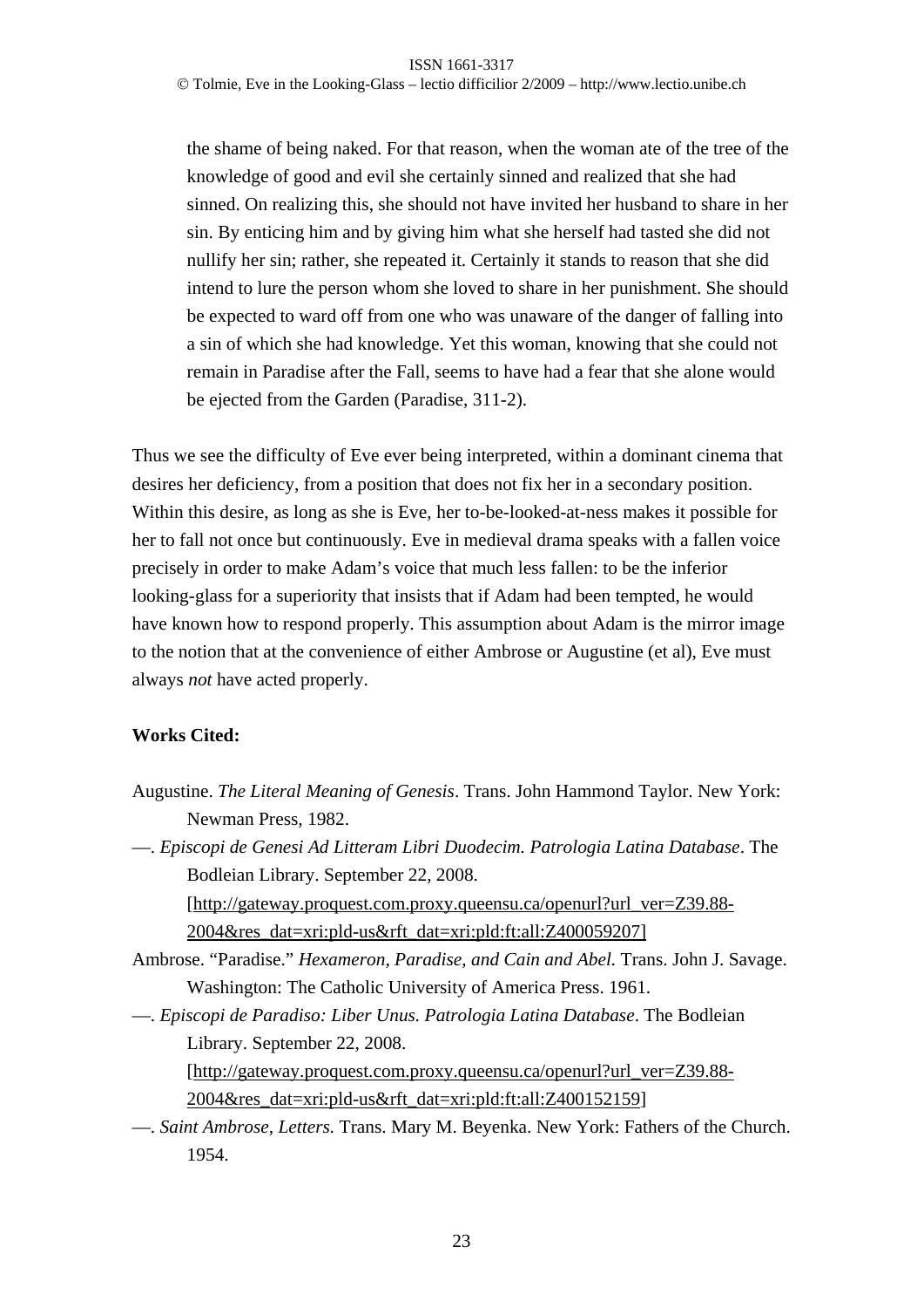> the shame of being naked. For that reason, when the woman ate of the tree of the knowledge of good and evil she certainly sinned and realized that she had sinned. On realizing this, she should not have invited her husband to share in her sin. By enticing him and by giving him what she herself had tasted she did not nullify her sin; rather, she repeated it. Certainly it stands to reason that she did intend to lure the person whom she loved to share in her punishment. She should be expected to ward off from one who was unaware of the danger of falling into a sin of which she had knowledge. Yet this woman, knowing that she could not remain in Paradise after the Fall, seems to have had a fear that she alone would be ejected from the Garden (Paradise, 311-2).

Thus we see the difficulty of Eve ever being interpreted, within a dominant cinema that desires her deficiency, from a position that does not fix her in a secondary position. Within this desire, as long as she is Eve, her to-be-looked-at-ness makes it possible for her to fall not once but continuously. Eve in medieval drama speaks with a fallen voice precisely in order to make Adam's voice that much less fallen: to be the inferior looking-glass for a superiority that insists that if Adam had been tempted, he would have known how to respond properly. This assumption about Adam is the mirror image to the notion that at the convenience of either Ambrose or Augustine (et al), Eve must always *not* have acted properly.

**Works Cited:**

Augustine. *The Literal Meaning of Genesis*. Trans. John Hammond Taylor. New York: Newman Press, 1982.

—. *Episcopi de Genesi Ad Litteram Libri Duodecim. Patrologia Latina Database*. The Bodleian Library. September 22, 2008. [http://gateway.proquest.com.proxy.queensu.ca/openurl?url_ver=Z39.88-2004&res_dat=xri:pld-us&rft_dat=xri:pld:ft:all:Z400059207]

Ambrose. "Paradise." *Hexameron, Paradise, and Cain and Abel.* Trans. John J. Savage. Washington: The Catholic University of America Press. 1961.

—. *Episcopi de Paradiso: Liber Unus. Patrologia Latina Database*. The Bodleian Library. September 22, 2008. [http://gateway.proquest.com.proxy.queensu.ca/openurl?url_ver=Z39.88-2004&res_dat=xri:pld-us&rft_dat=xri:pld:ft:all:Z400152159]

—. *Saint Ambrose, Letters.* Trans. Mary M. Beyenka. New York: Fathers of the Church. 1954.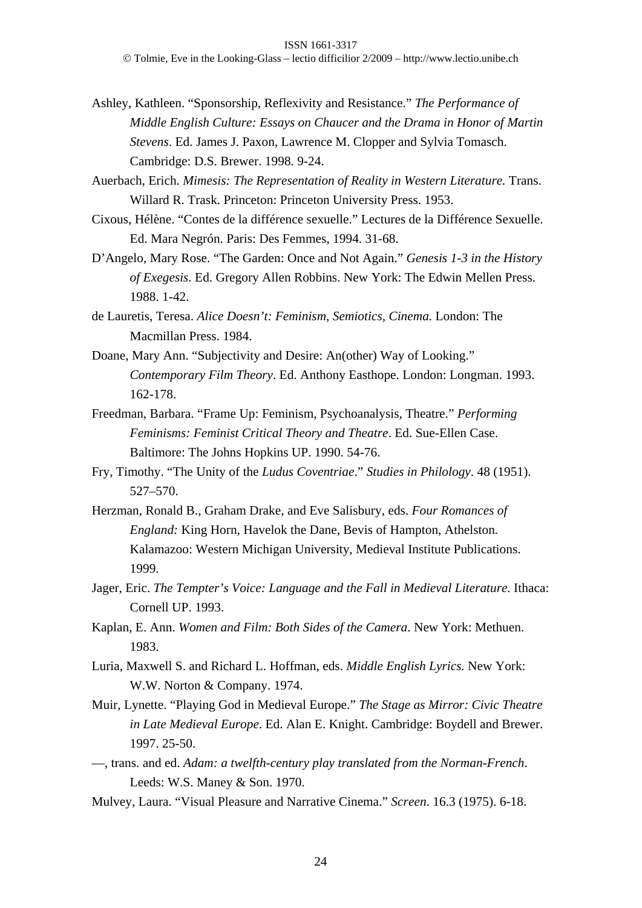Ashley, Kathleen. "Sponsorship, Reflexivity and Resistance." *The Performance of Middle English Culture: Essays on Chaucer and the Drama in Honor of Martin Stevens*. Ed. James J. Paxon, Lawrence M. Clopper and Sylvia Tomasch. Cambridge: D.S. Brewer. 1998. 9-24.

Auerbach, Erich. *Mimesis: The Representation of Reality in Western Literature.* Trans. Willard R. Trask. Princeton: Princeton University Press. 1953.

Cixous, Hélène. "Contes de la différence sexuelle." Lectures de la Différence Sexuelle. Ed. Mara Negrón. Paris: Des Femmes, 1994. 31-68.

D'Angelo, Mary Rose. "The Garden: Once and Not Again." *Genesis 1-3 in the History of Exegesis.* Ed. Gregory Allen Robbins. New York: The Edwin Mellen Press. 1988. 1-42.

de Lauretis, Teresa. *Alice Doesn't: Feminism, Semiotics, Cinema.* London: The Macmillan Press. 1984.

Doane, Mary Ann. "Subjectivity and Desire: An(other) Way of Looking." *Contemporary Film Theory*. Ed. Anthony Easthope. London: Longman. 1993. 162-178.

Freedman, Barbara. "Frame Up: Feminism, Psychoanalysis, Theatre." *Performing Feminisms: Feminist Critical Theory and Theatre*. Ed. Sue-Ellen Case. Baltimore: The Johns Hopkins UP. 1990. 54-76.

Fry, Timothy. "The Unity of the *Ludus Coventriae*." *Studies in Philology*. 48 (1951). 527–570.

Herzman, Ronald B., Graham Drake, and Eve Salisbury, eds. *Four Romances of England:* King Horn, Havelok the Dane, Bevis of Hampton, Athelston*.* Kalamazoo: Western Michigan University, Medieval Institute Publications. 1999.

Jager, Eric. *The Tempter's Voice: Language and the Fall in Medieval Literature.* Ithaca: Cornell UP. 1993.

Kaplan, E. Ann. *Women and Film: Both Sides of the Camera*. New York: Methuen. 1983.

Luria, Maxwell S. and Richard L. Hoffman, eds. *Middle English Lyrics.* New York: W.W. Norton & Company. 1974.

Muir, Lynette. "Playing God in Medieval Europe." *The Stage as Mirror: Civic Theatre in Late Medieval Europe*. Ed. Alan E. Knight. Cambridge: Boydell and Brewer. 1997. 25-50.

—, trans. and ed. *Adam: a twelfth-century play translated from the Norman-French*. Leeds: W.S. Maney & Son. 1970.

Mulvey, Laura. "Visual Pleasure and Narrative Cinema." *Screen.* 16.3 (1975). 6-18.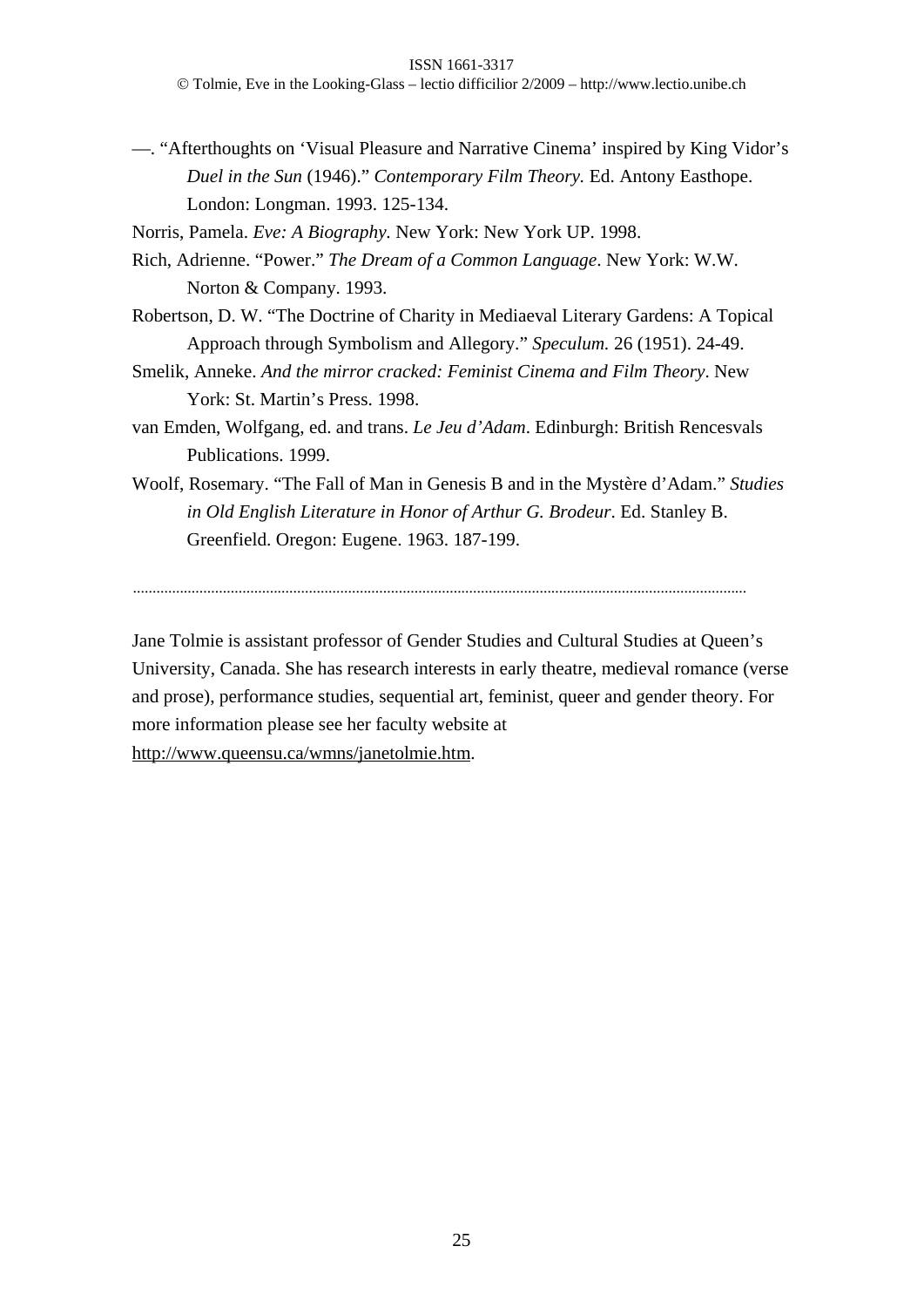—. “Afterthoughts on ‘Visual Pleasure and Narrative Cinema’ inspired by King Vidor’s *Duel in the Sun* (1946).” *Contemporary Film Theory*. Ed. Antony Easthope. London: Longman. 1993. 125-134.

Norris, Pamela. *Eve: A Biography.* New York: New York UP. 1998.

Rich, Adrienne. “Power.” *The Dream of a Common Language*. New York: W.W. Norton & Company. 1993.

Robertson, D. W. “The Doctrine of Charity in Mediaeval Literary Gardens: A Topical Approach through Symbolism and Allegory.” *Speculum.* 26 (1951). 24-49.

Smelik, Anneke. *And the mirror cracked: Feminist Cinema and Film Theory*. New York: St. Martin’s Press. 1998.

van Emden, Wolfgang, ed. and trans. *Le Jeu d’Adam*. Edinburgh: British Rencesvals Publications. 1999.

Woolf, Rosemary. “The Fall of Man in Genesis B and in the Mystère d’Adam.” *Studies in Old English Literature in Honor of Arthur G. Brodeur*. Ed. Stanley B. Greenfield. Oregon: Eugene. 1963. 187-199.

---

Jane Tolmie is assistant professor of Gender Studies and Cultural Studies at Queen’s University, Canada. She has research interests in early theatre, medieval romance (verse and prose), performance studies, sequential art, feminist, queer and gender theory. For more information please see her faculty website at http://www.queensu.ca/wmns/janetolmie.htm.